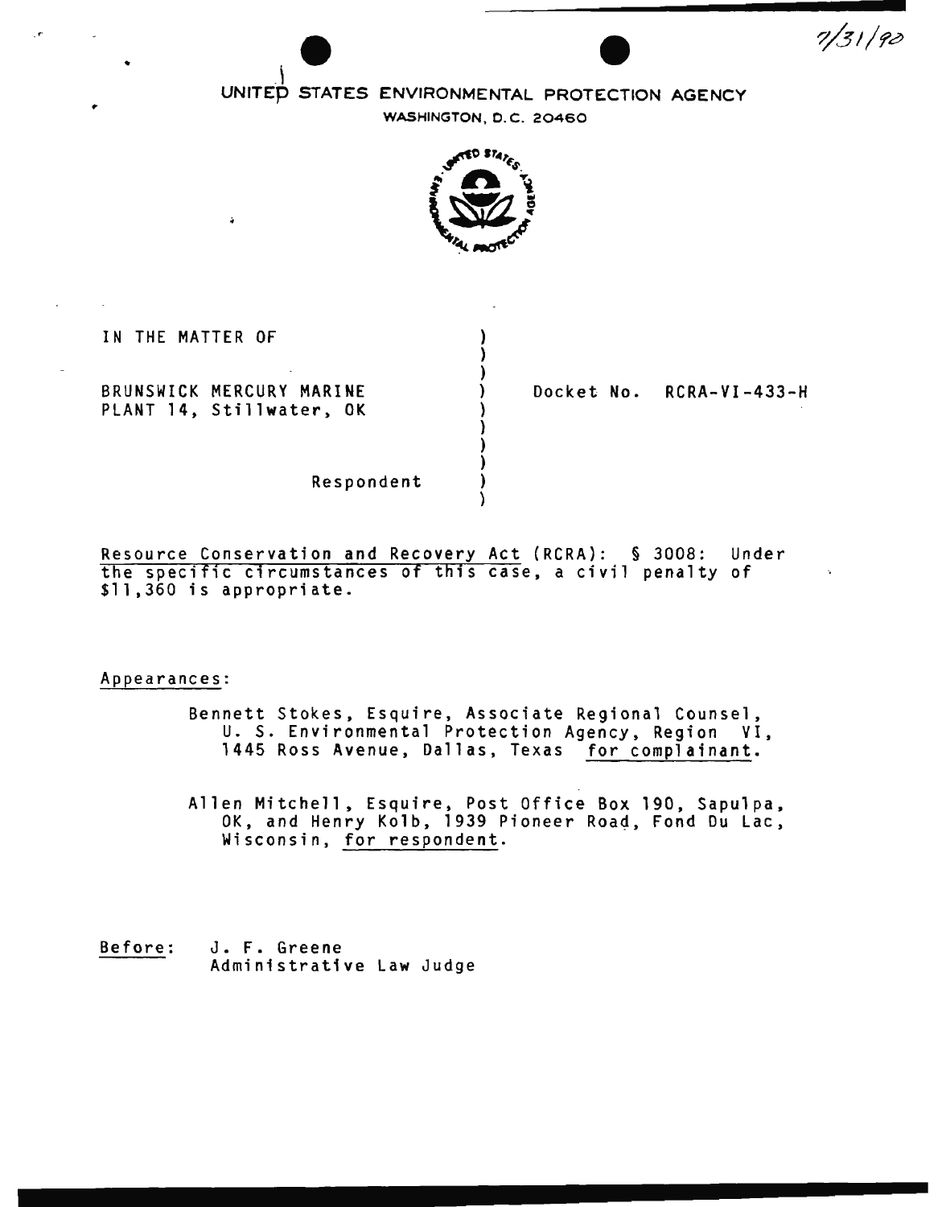7/31/90

UNITED STATES ENVIRONMENTAL PROTECTION AGENCY

WASHINGTON, D.C. 20460

IN THE MATTER OF

BRUNSWICK MERCURY MARINE
PLANT 14, Stillwater, OK

Respondent

Docket No. RCRA-VI-433-H

Resource Conservation and Recovery Act (RCRA): § 3008: Under the specific circumstances of this case, a civil penalty of $11,360 is appropriate.

Appearances:

Bennett Stokes, Esquire, Associate Regional Counsel, U. S. Environmental Protection Agency, Region VI, 1445 Ross Avenue, Dallas, Texas for complainant.

Allen Mitchell, Esquire, Post Office Box 190, Sapulpa, OK, and Henry Kolb, 1939 Pioneer Road, Fond Du Lac, Wisconsin, for respondent.

Before: J. F. Greene
Administrative Law Judge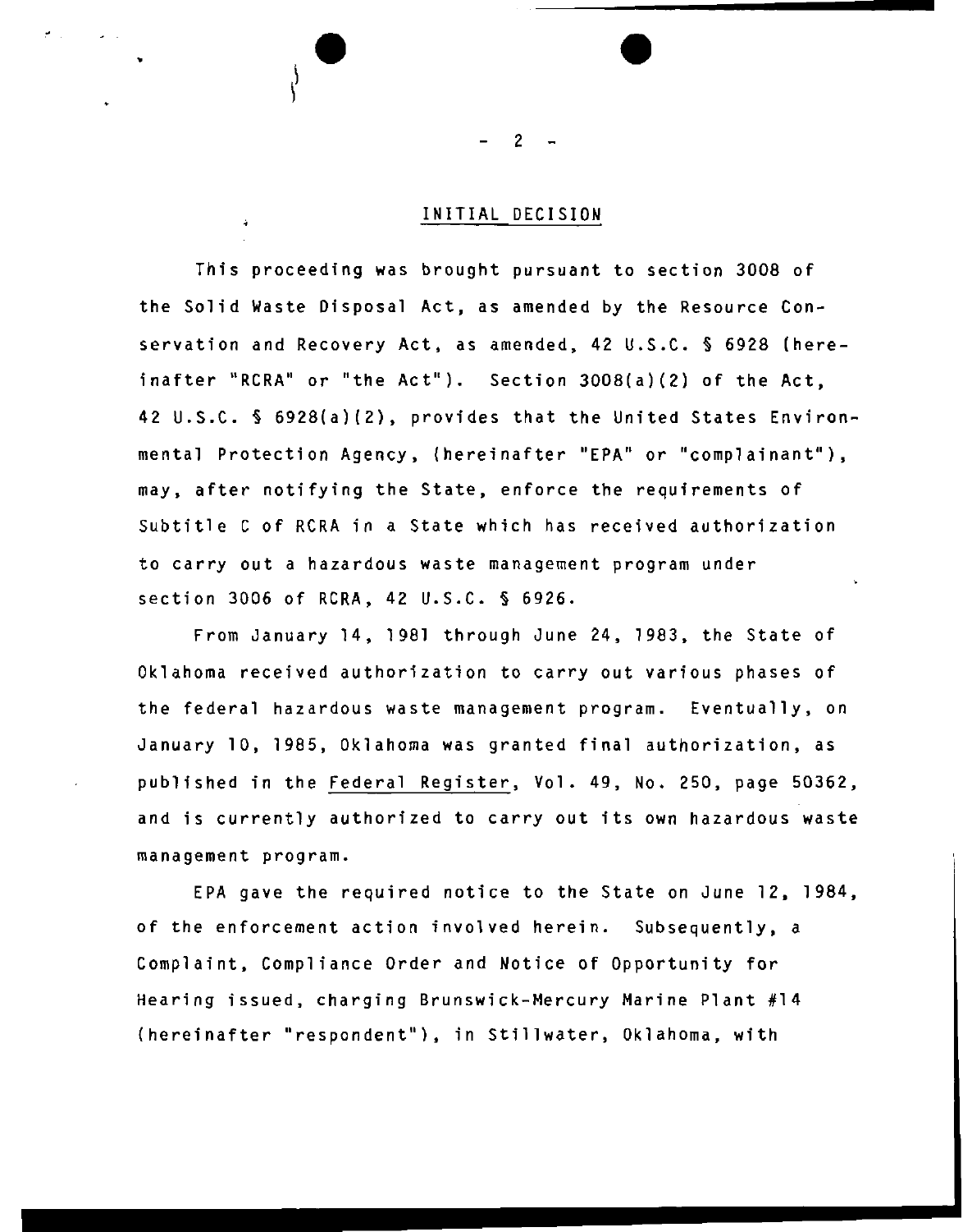## INITIAL DECISION

This proceeding was brought pursuant to section 3008 of the Solid Waste Disposal Act, as amended by the Resource Conservation and Recovery Act, as amended, 42 U.S.C. § 6928 (hereinafter "RCRA" or "the Act"). Section 3008(a)(2) of the Act, 42 U.S.C. § 6928(a)(2), provides that the United States Environmental Protection Agency, (hereinafter "EPA" or "complainant"), may, after notifying the State, enforce the requirements of Subtitle C of RCRA in a State which has received authorization to carry out a hazardous waste management program under section 3006 of RCRA, 42 U.S.C. § 6926.

From January 14, 1981 through June 24, 1983, the State of Oklahoma received authorization to carry out various phases of the federal hazardous waste management program. Eventually, on January 10, 1985, Oklahoma was granted final authorization, as published in the Federal Register, Vol. 49, No. 250, page 50362, and is currently authorized to carry out its own hazardous waste management program.

EPA gave the required notice to the State on June 12, 1984, of the enforcement action involved herein. Subsequently, a Complaint, Compliance Order and Notice of Opportunity for Hearing issued, charging Brunswick-Mercury Marine Plant #14 (hereinafter "respondent"), in Stillwater, Oklahoma, with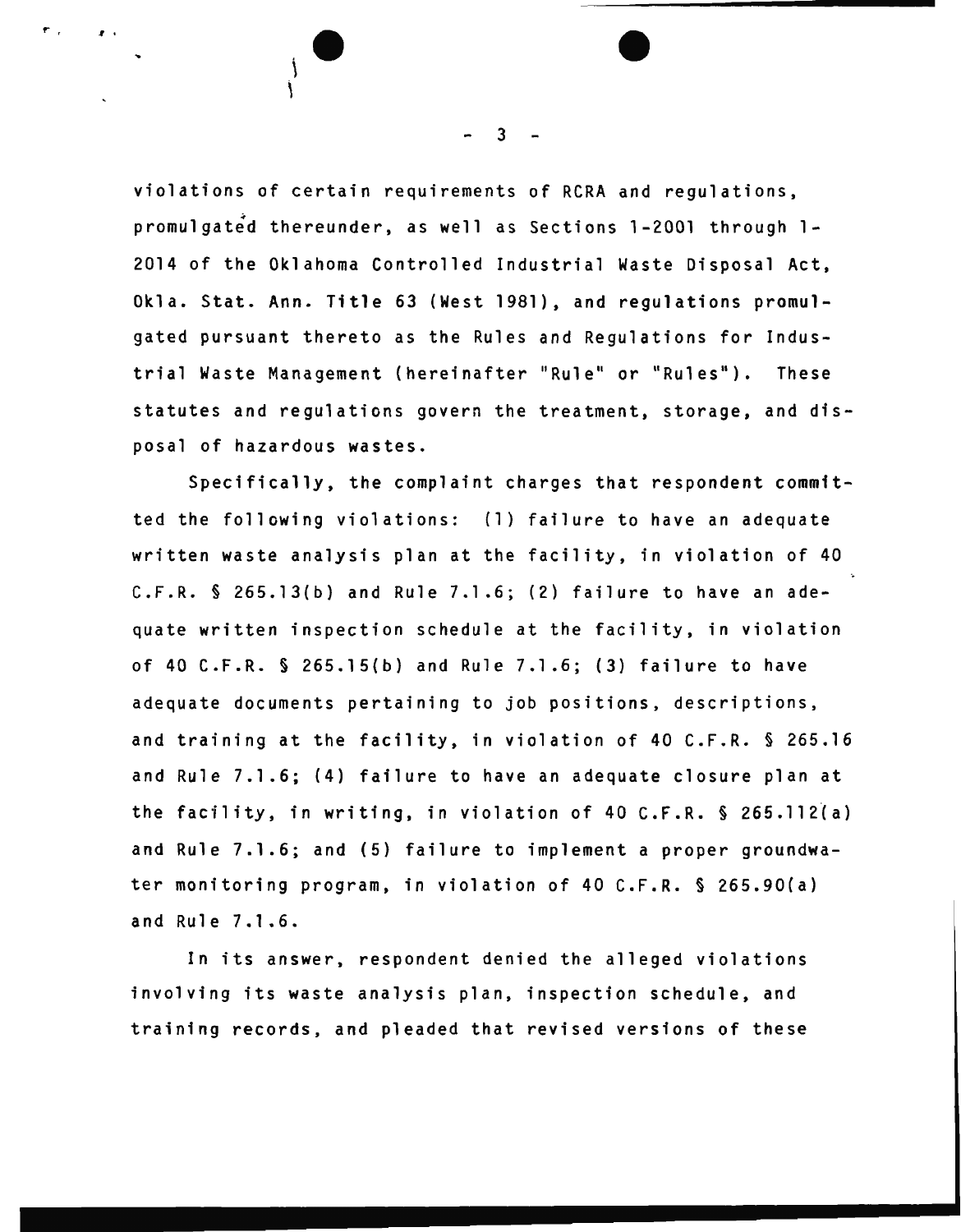violations of certain requirements of RCRA and regulations, promulgated thereunder, as well as Sections 1-2001 through 1-2014 of the Oklahoma Controlled Industrial Waste Disposal Act, Okla. Stat. Ann. Title 63 (West 1981), and regulations promulgated pursuant thereto as the Rules and Regulations for Industrial Waste Management (hereinafter "Rule" or "Rules"). These statutes and regulations govern the treatment, storage, and disposal of hazardous wastes.

Specifically, the complaint charges that respondent committed the following violations: (1) failure to have an adequate written waste analysis plan at the facility, in violation of 40 C.F.R. § 265.13(b) and Rule 7.1.6; (2) failure to have an adequate written inspection schedule at the facility, in violation of 40 C.F.R. § 265.15(b) and Rule 7.1.6; (3) failure to have adequate documents pertaining to job positions, descriptions, and training at the facility, in violation of 40 C.F.R. § 265.16 and Rule 7.1.6; (4) failure to have an adequate closure plan at the facility, in writing, in violation of 40 C.F.R. § 265.112(a) and Rule 7.1.6; and (5) failure to implement a proper groundwater monitoring program, in violation of 40 C.F.R. § 265.90(a) and Rule 7.1.6.

In its answer, respondent denied the alleged violations involving its waste analysis plan, inspection schedule, and training records, and pleaded that revised versions of these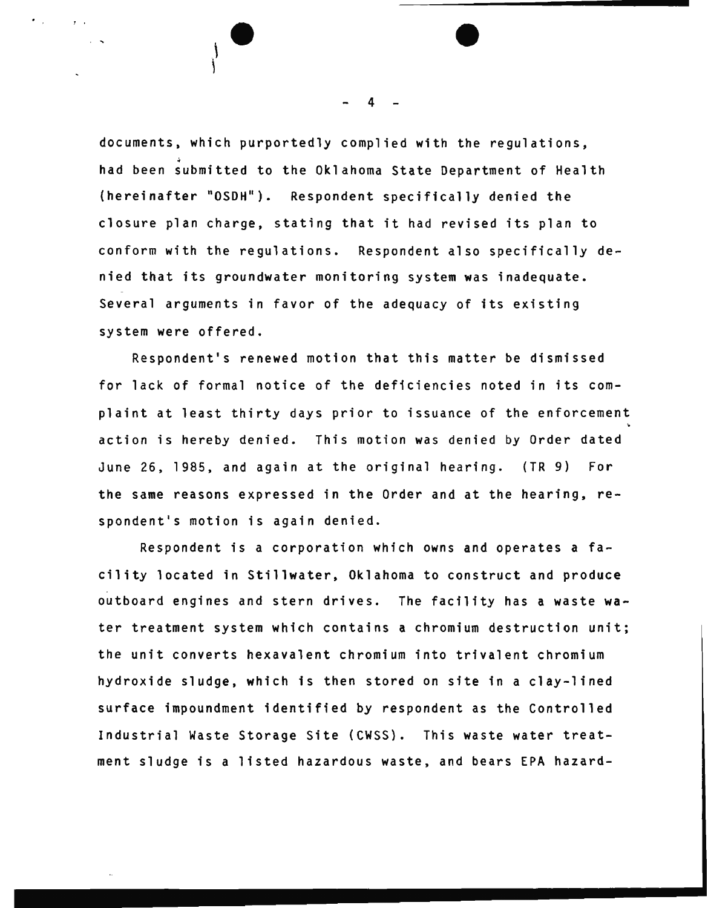documents, which purportedly complied with the regulations, had been submitted to the Oklahoma State Department of Health (hereinafter "OSDH"). Respondent specifically denied the closure plan charge, stating that it had revised its plan to conform with the regulations. Respondent also specifically denied that its groundwater monitoring system was inadequate. Several arguments in favor of the adequacy of its existing system were offered.

Respondent's renewed motion that this matter be dismissed for lack of formal notice of the deficiencies noted in its complaint at least thirty days prior to issuance of the enforcement action is hereby denied. This motion was denied by Order dated June 26, 1985, and again at the original hearing. (TR 9) For the same reasons expressed in the Order and at the hearing, respondent's motion is again denied.

Respondent is a corporation which owns and operates a facility located in Stillwater, Oklahoma to construct and produce outboard engines and stern drives. The facility has a waste water treatment system which contains a chromium destruction unit; the unit converts hexavalent chromium into trivalent chromium hydroxide sludge, which is then stored on site in a clay-lined surface impoundment identified by respondent as the Controlled Industrial Waste Storage Site (CWSS). This waste water treatment sludge is a listed hazardous waste, and bears EPA hazard-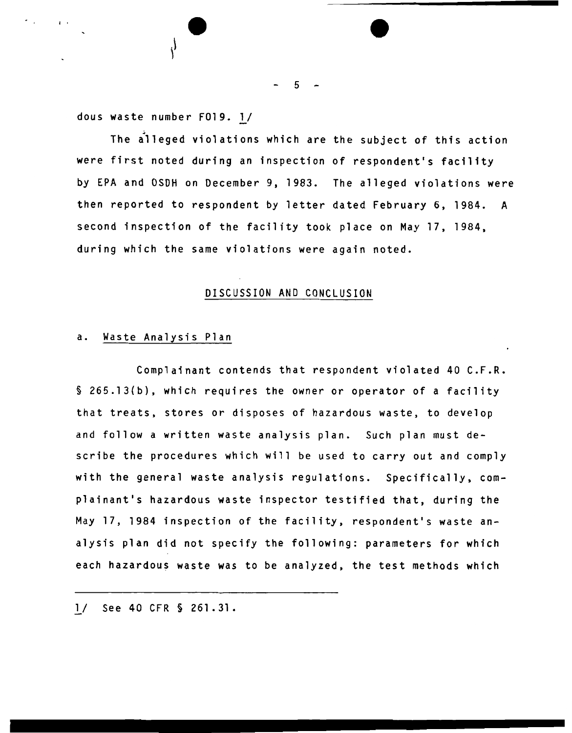dous waste number F019. 1/

The alleged violations which are the subject of this action were first noted during an inspection of respondent's facility by EPA and OSDH on December 9, 1983. The alleged violations were then reported to respondent by letter dated February 6, 1984. A second inspection of the facility took place on May 17, 1984, during which the same violations were again noted.

## DISCUSSION AND CONCLUSION

### a. Waste Analysis Plan

Complainant contends that respondent violated 40 C.F.R. § 265.13(b), which requires the owner or operator of a facility that treats, stores or disposes of hazardous waste, to develop and follow a written waste analysis plan. Such plan must describe the procedures which will be used to carry out and comply with the general waste analysis regulations. Specifically, complainant's hazardous waste inspector testified that, during the May 17, 1984 inspection of the facility, respondent's waste analysis plan did not specify the following: parameters for which each hazardous waste was to be analyzed, the test methods which

---

1/ See 40 CFR § 261.31.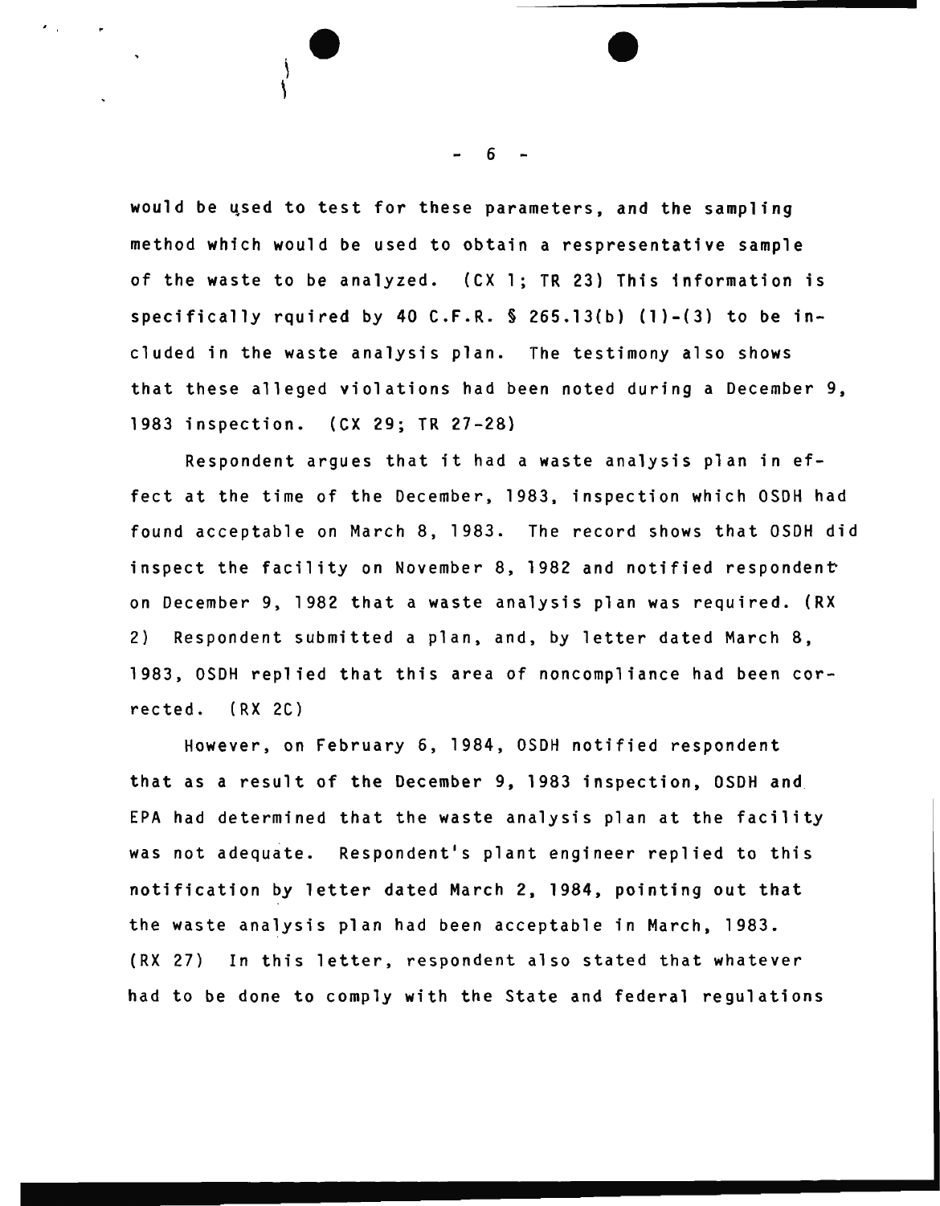would be used to test for these parameters, and the sampling method which would be used to obtain a respresentative sample of the waste to be analyzed. (CX 1; TR 23) This information is specifically rquired by 40 C.F.R. § 265.13(b) (1)-(3) to be included in the waste analysis plan. The testimony also shows that these alleged violations had been noted during a December 9, 1983 inspection. (CX 29; TR 27-28)

Respondent argues that it had a waste analysis plan in effect at the time of the December, 1983, inspection which OSDH had found acceptable on March 8, 1983. The record shows that OSDH did inspect the facility on November 8, 1982 and notified respondent on December 9, 1982 that a waste analysis plan was required. (RX 2) Respondent submitted a plan, and, by letter dated March 8, 1983, OSDH replied that this area of noncompliance had been corrected. (RX 2C)

However, on February 6, 1984, OSDH notified respondent that as a result of the December 9, 1983 inspection, OSDH and EPA had determined that the waste analysis plan at the facility was not adequate. Respondent's plant engineer replied to this notification by letter dated March 2, 1984, pointing out that the waste analysis plan had been acceptable in March, 1983. (RX 27) In this letter, respondent also stated that whatever had to be done to comply with the State and federal regulations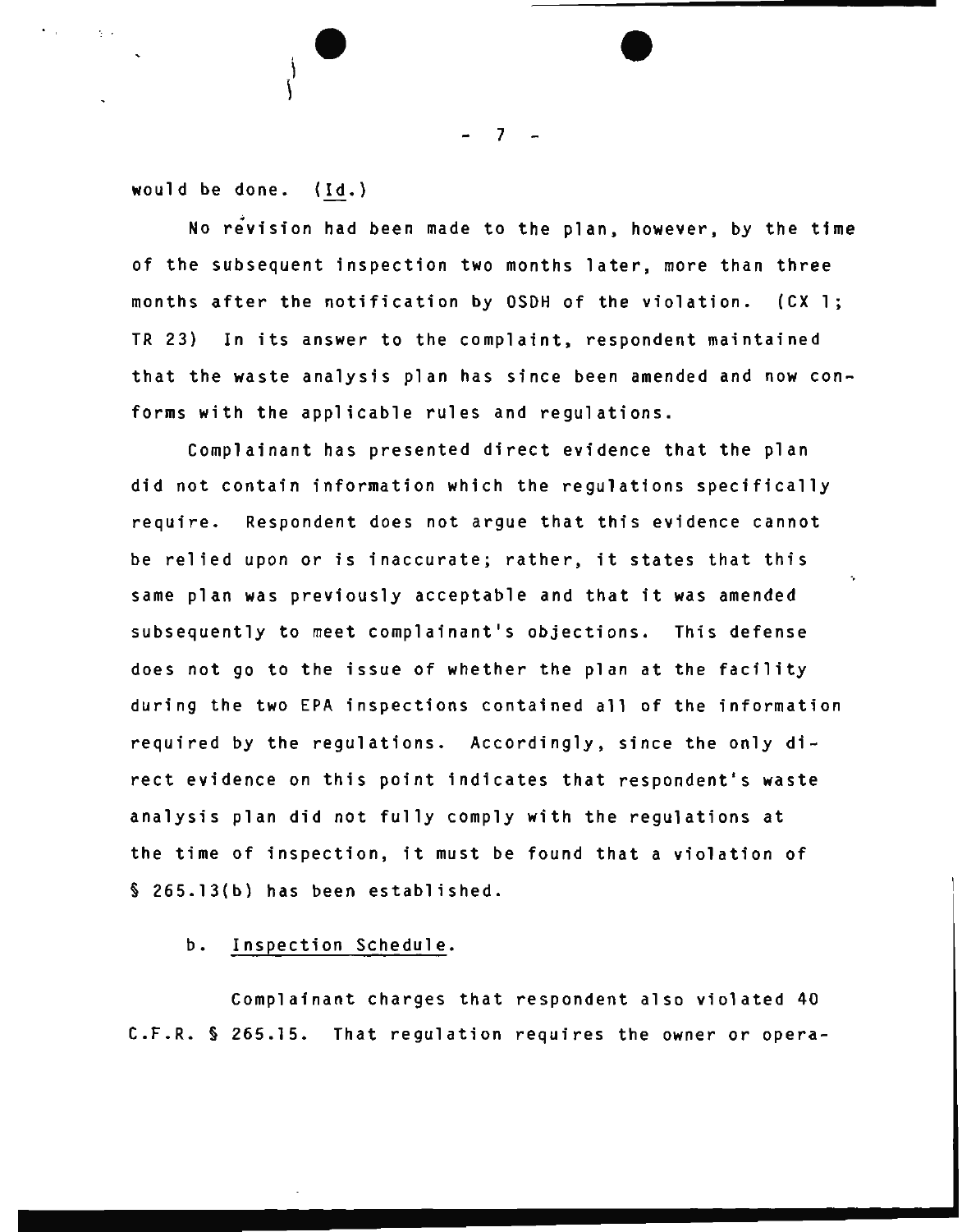would be done. (*Id.*)

No revision had been made to the plan, however, by the time of the subsequent inspection two months later, more than three months after the notification by OSDH of the violation. (CX 1; TR 23) In its answer to the complaint, respondent maintained that the waste analysis plan has since been amended and now conforms with the applicable rules and regulations.

Complainant has presented direct evidence that the plan did not contain information which the regulations specifically require. Respondent does not argue that this evidence cannot be relied upon or is inaccurate; rather, it states that this same plan was previously acceptable and that it was amended subsequently to meet complainant's objections. This defense does not go to the issue of whether the plan at the facility during the two EPA inspections contained all of the information required by the regulations. Accordingly, since the only direct evidence on this point indicates that respondent's waste analysis plan did not fully comply with the regulations at the time of inspection, it must be found that a violation of § 265.13(b) has been established.

b. Inspection Schedule.

Complainant charges that respondent also violated 40 C.F.R. § 265.15. That regulation requires the owner or opera-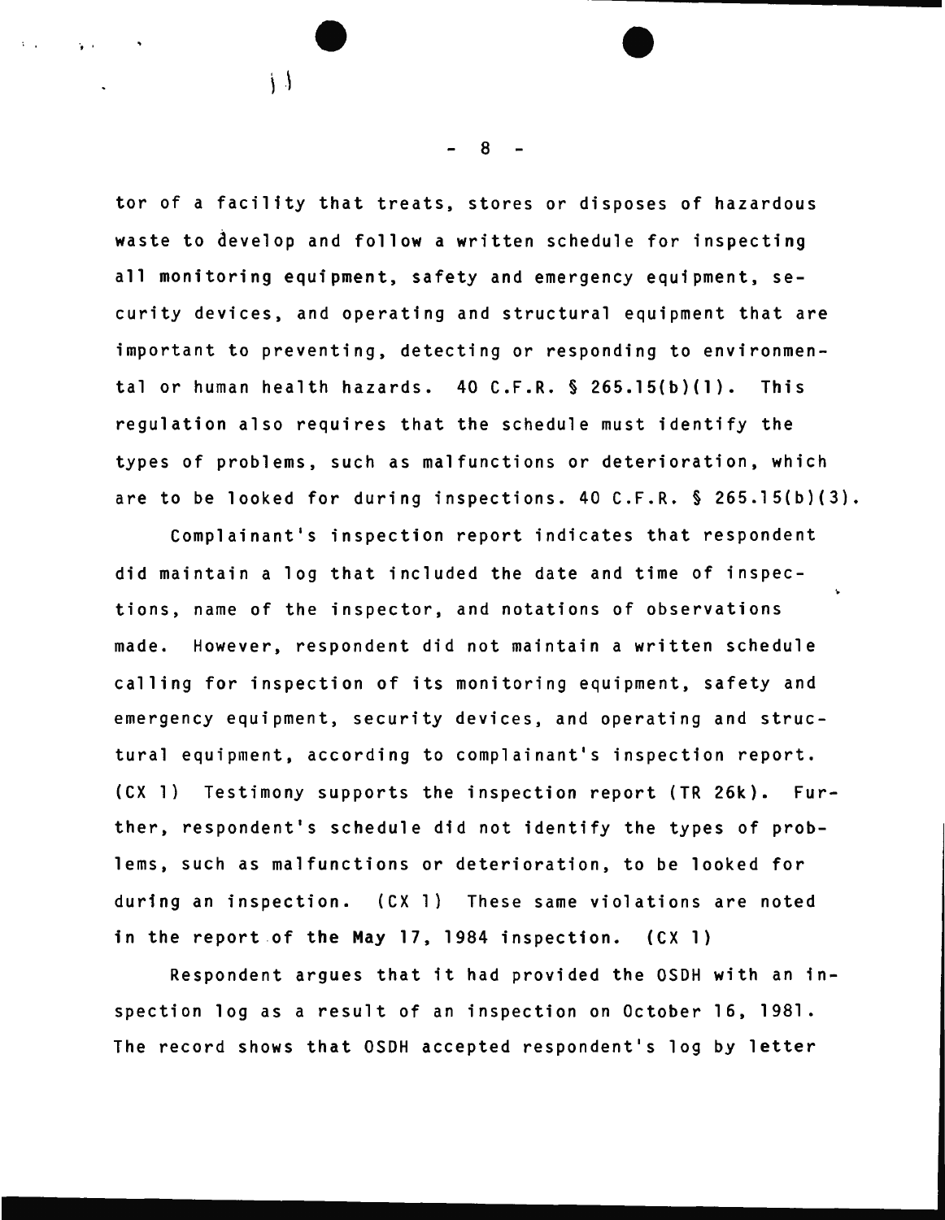tor of a facility that treats, stores or disposes of hazardous waste to develop and follow a written schedule for inspecting all monitoring equipment, safety and emergency equipment, security devices, and operating and structural equipment that are important to preventing, detecting or responding to environmental or human health hazards. 40 C.F.R. § 265.15(b)(1). This regulation also requires that the schedule must identify the types of problems, such as malfunctions or deterioration, which are to be looked for during inspections. 40 C.F.R. § 265.15(b)(3).

Complainant's inspection report indicates that respondent did maintain a log that included the date and time of inspections, name of the inspector, and notations of observations made. However, respondent did not maintain a written schedule calling for inspection of its monitoring equipment, safety and emergency equipment, security devices, and operating and structural equipment, according to complainant's inspection report. (CX 1) Testimony supports the inspection report (TR 26k). Further, respondent's schedule did not identify the types of problems, such as malfunctions or deterioration, to be looked for during an inspection. (CX 1) These same violations are noted in the report of the May 17, 1984 inspection. (CX 1)

Respondent argues that it had provided the OSDH with an inspection log as a result of an inspection on October 16, 1981. The record shows that OSDH accepted respondent's log by letter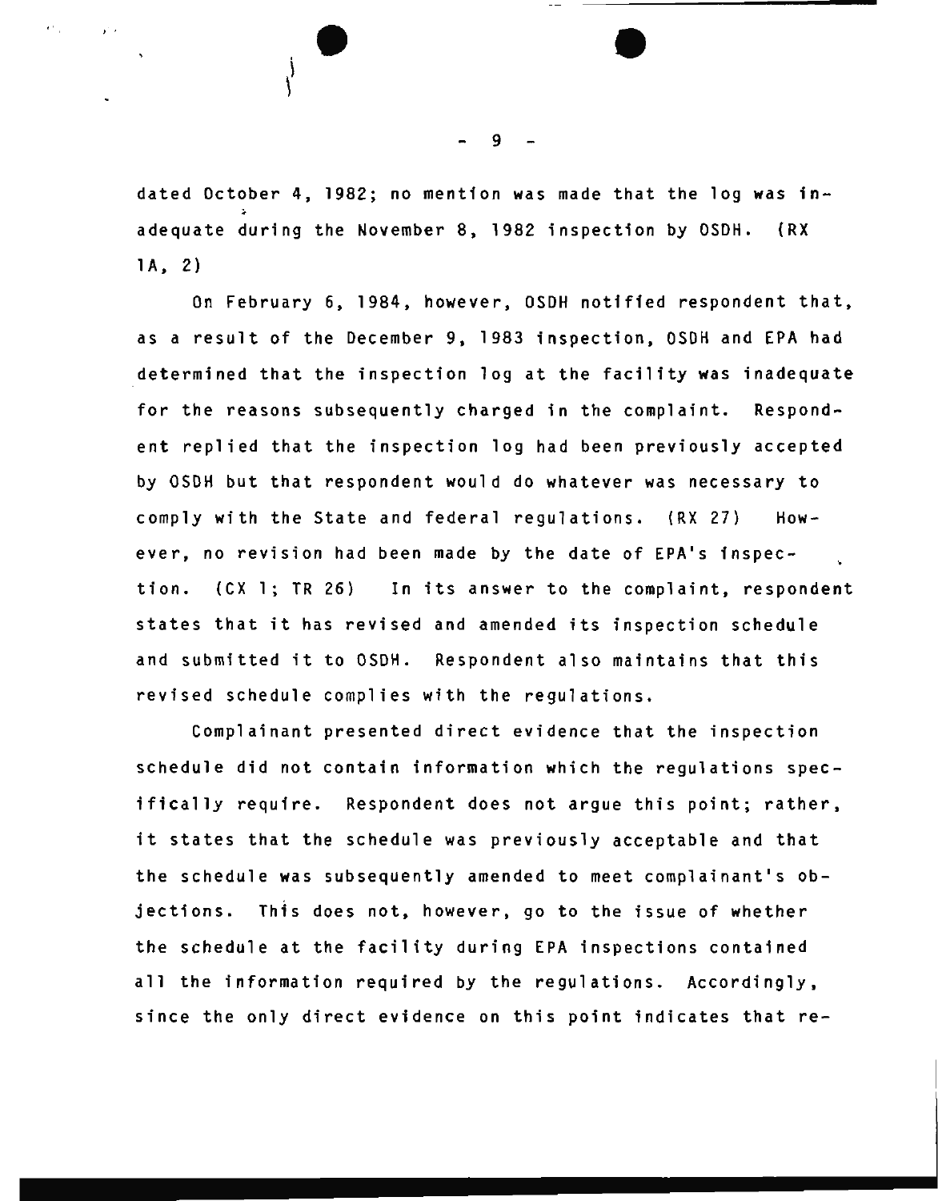dated October 4, 1982; no mention was made that the log was inadequate during the November 8, 1982 inspection by OSDH. (RX 1A, 2)

On February 6, 1984, however, OSDH notified respondent that, as a result of the December 9, 1983 inspection, OSDH and EPA had determined that the inspection log at the facility was inadequate for the reasons subsequently charged in the complaint. Respondent replied that the inspection log had been previously accepted by OSDH but that respondent would do whatever was necessary to comply with the State and federal regulations. (RX 27) However, no revision had been made by the date of EPA's inspection. (CX 1; TR 26) In its answer to the complaint, respondent states that it has revised and amended its inspection schedule and submitted it to OSDH. Respondent also maintains that this revised schedule complies with the regulations.

Complainant presented direct evidence that the inspection schedule did not contain information which the regulations specifically require. Respondent does not argue this point; rather, it states that the schedule was previously acceptable and that the schedule was subsequently amended to meet complainant's objections. This does not, however, go to the issue of whether the schedule at the facility during EPA inspections contained all the information required by the regulations. Accordingly, since the only direct evidence on this point indicates that re-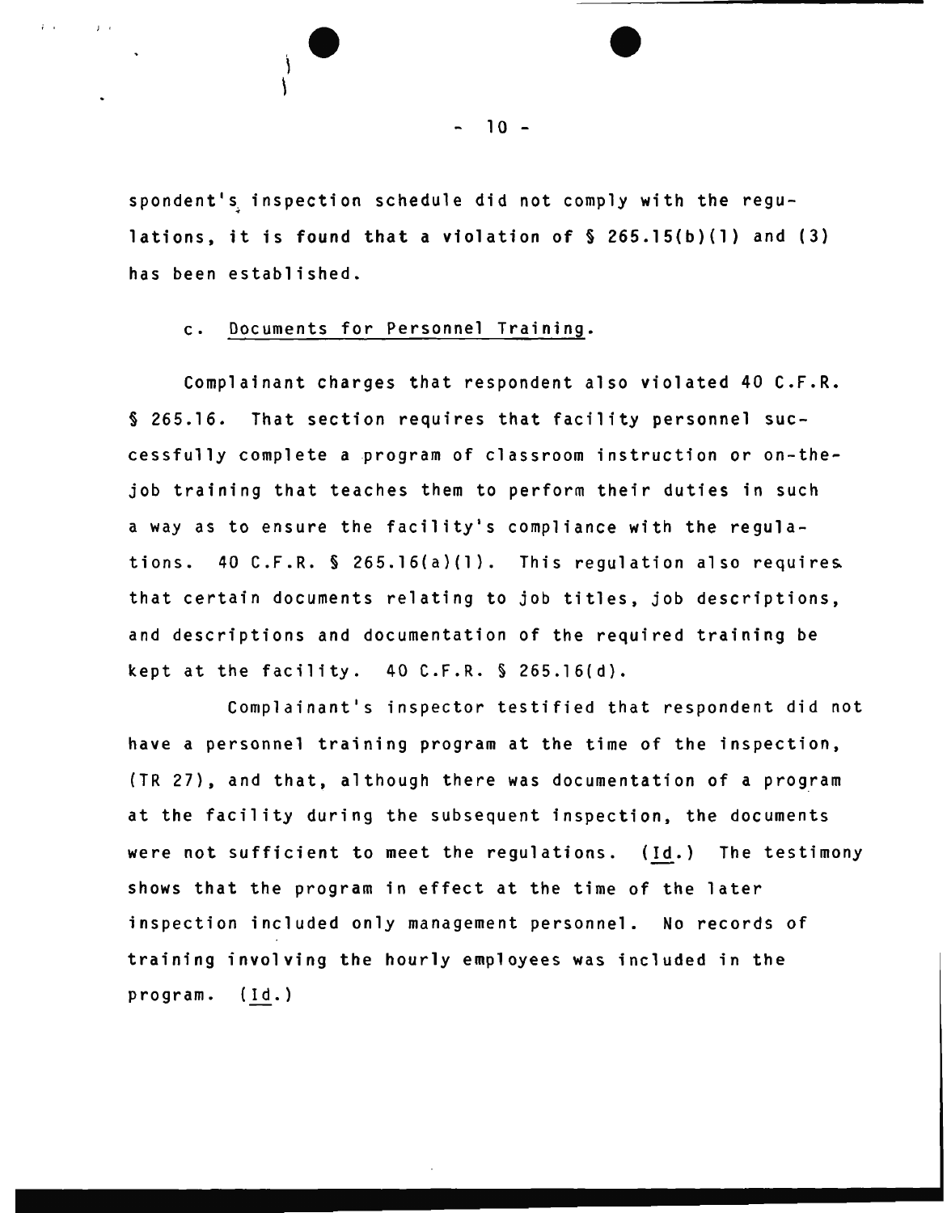spondent's inspection schedule did not comply with the regulations, it is found that a violation of § 265.15(b)(1) and (3) has been established.

c. Documents for Personnel Training.

Complainant charges that respondent also violated 40 C.F.R. § 265.16. That section requires that facility personnel successfully complete a program of classroom instruction or on-the-job training that teaches them to perform their duties in such a way as to ensure the facility's compliance with the regulations. 40 C.F.R. § 265.16(a)(1). This regulation also requires that certain documents relating to job titles, job descriptions, and descriptions and documentation of the required training be kept at the facility. 40 C.F.R. § 265.16(d).

Complainant's inspector testified that respondent did not have a personnel training program at the time of the inspection, (TR 27), and that, although there was documentation of a program at the facility during the subsequent inspection, the documents were not sufficient to meet the regulations. (Id.) The testimony shows that the program in effect at the time of the later inspection included only management personnel. No records of training involving the hourly employees was included in the program. (Id.)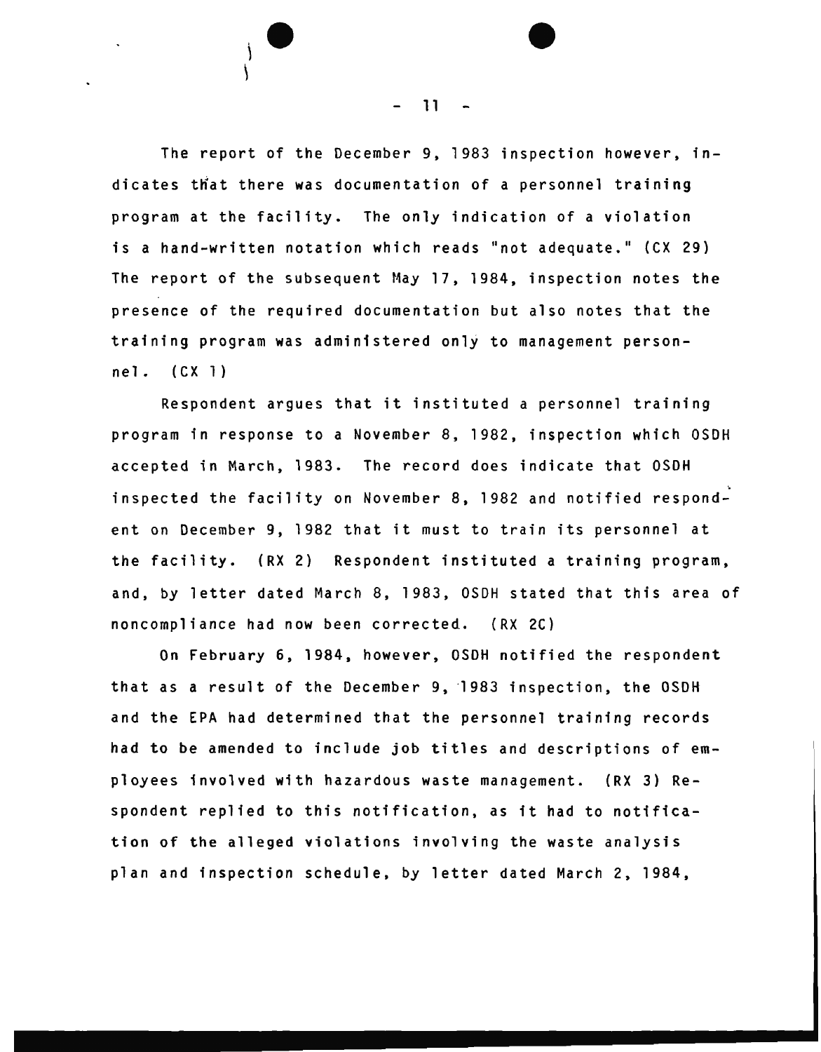The report of the December 9, 1983 inspection however, indicates that there was documentation of a personnel training program at the facility. The only indication of a violation is a hand-written notation which reads "not adequate." (CX 29) The report of the subsequent May 17, 1984, inspection notes the presence of the required documentation but also notes that the training program was administered only to management personnel. (CX 1)

Respondent argues that it instituted a personnel training program in response to a November 8, 1982, inspection which OSDH accepted in March, 1983. The record does indicate that OSDH inspected the facility on November 8, 1982 and notified respondent on December 9, 1982 that it must to train its personnel at the facility. (RX 2) Respondent instituted a training program, and, by letter dated March 8, 1983, OSDH stated that this area of noncompliance had now been corrected. (RX 2C)

On February 6, 1984, however, OSDH notified the respondent that as a result of the December 9, 1983 inspection, the OSDH and the EPA had determined that the personnel training records had to be amended to include job titles and descriptions of employees involved with hazardous waste management. (RX 3) Respondent replied to this notification, as it had to notification of the alleged violations involving the waste analysis plan and inspection schedule, by letter dated March 2, 1984,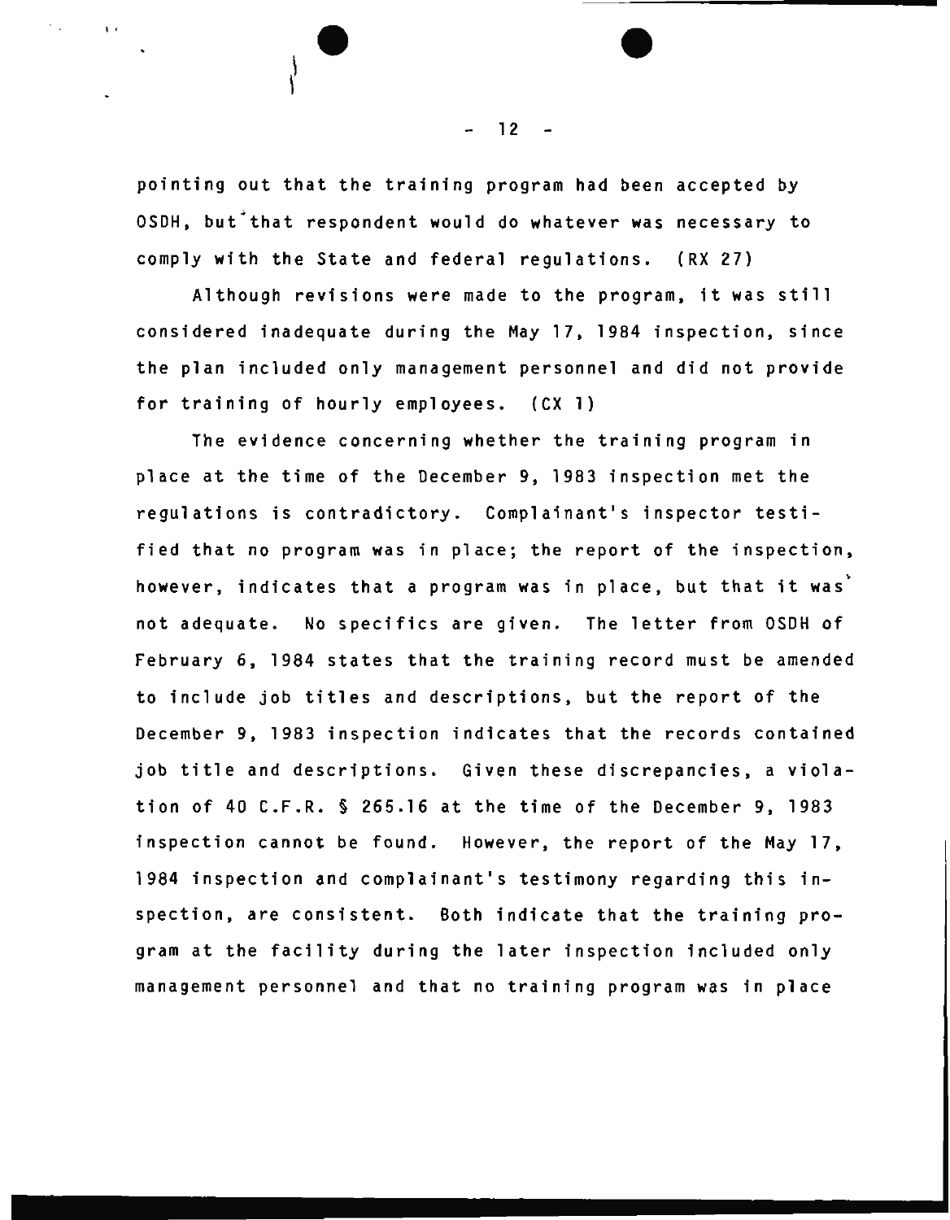pointing out that the training program had been accepted by OSDH, but that respondent would do whatever was necessary to comply with the State and federal regulations. (RX 27)

Although revisions were made to the program, it was still considered inadequate during the May 17, 1984 inspection, since the plan included only management personnel and did not provide for training of hourly employees. (CX 1)

The evidence concerning whether the training program in place at the time of the December 9, 1983 inspection met the regulations is contradictory. Complainant's inspector testified that no program was in place; the report of the inspection, however, indicates that a program was in place, but that it was not adequate. No specifics are given. The letter from OSDH of February 6, 1984 states that the training record must be amended to include job titles and descriptions, but the report of the December 9, 1983 inspection indicates that the records contained job title and descriptions. Given these discrepancies, a violation of 40 C.F.R. § 265.16 at the time of the December 9, 1983 inspection cannot be found. However, the report of the May 17, 1984 inspection and complainant's testimony regarding this inspection, are consistent. Both indicate that the training program at the facility during the later inspection included only management personnel and that no training program was in place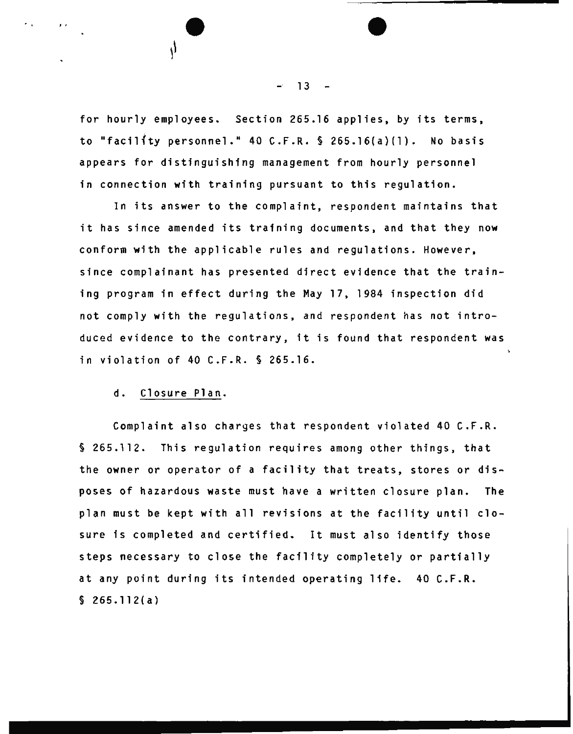for hourly employees. Section 265.16 applies, by its terms, to "facility personnel." 40 C.F.R. § 265.16(a)(1). No basis appears for distinguishing management from hourly personnel in connection with training pursuant to this regulation.

In its answer to the complaint, respondent maintains that it has since amended its training documents, and that they now conform with the applicable rules and regulations. However, since complainant has presented direct evidence that the training program in effect during the May 17, 1984 inspection did not comply with the regulations, and respondent has not introduced evidence to the contrary, it is found that respondent was in violation of 40 C.F.R. § 265.16.

d. Closure Plan.

Complaint also charges that respondent violated 40 C.F.R. § 265.112. This regulation requires among other things, that the owner or operator of a facility that treats, stores or disposes of hazardous waste must have a written closure plan. The plan must be kept with all revisions at the facility until closure is completed and certified. It must also identify those steps necessary to close the facility completely or partially at any point during its intended operating life. 40 C.F.R. § 265.112(a)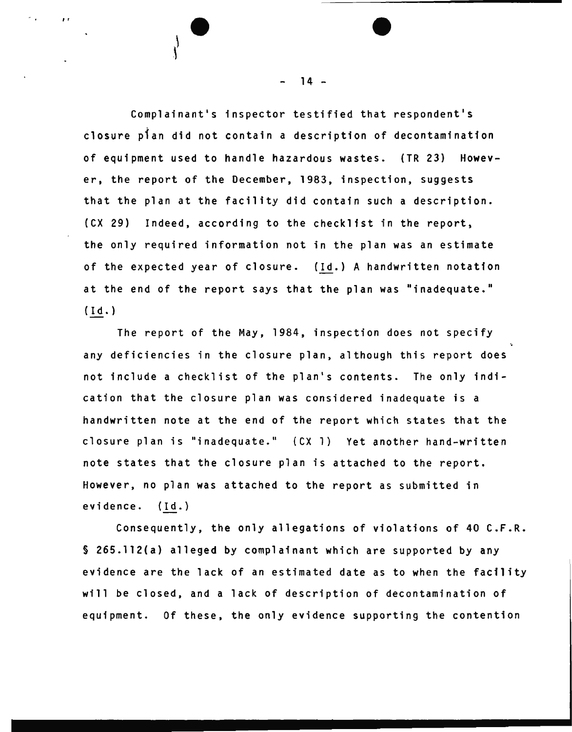Complainant's inspector testified that respondent's closure plan did not contain a description of decontamination of equipment used to handle hazardous wastes. (TR 23) However, the report of the December, 1983, inspection, suggests that the plan at the facility did contain such a description. (CX 29) Indeed, according to the checklist in the report, the only required information not in the plan was an estimate of the expected year of closure. (Id.) A handwritten notation at the end of the report says that the plan was "inadequate." (Id.)

The report of the May, 1984, inspection does not specify any deficiencies in the closure plan, although this report does not include a checklist of the plan's contents. The only indication that the closure plan was considered inadequate is a handwritten note at the end of the report which states that the closure plan is "inadequate." (CX 1) Yet another hand-written note states that the closure plan is attached to the report. However, no plan was attached to the report as submitted in evidence. (Id.)

Consequently, the only allegations of violations of 40 C.F.R. § 265.112(a) alleged by complainant which are supported by any evidence are the lack of an estimated date as to when the facility will be closed, and a lack of description of decontamination of equipment. Of these, the only evidence supporting the contention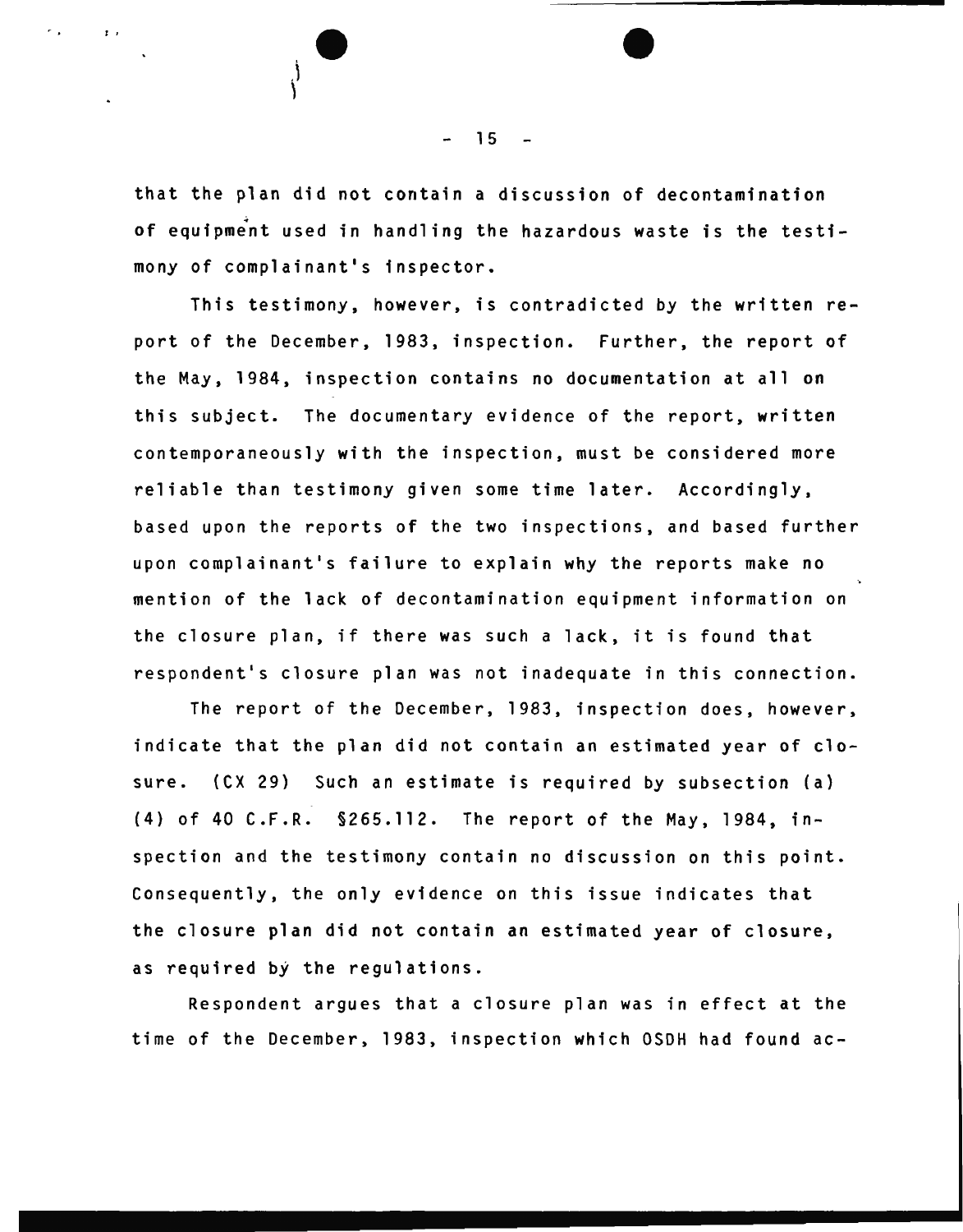that the plan did not contain a discussion of decontamination of equipment used in handling the hazardous waste is the testimony of complainant's inspector.

This testimony, however, is contradicted by the written report of the December, 1983, inspection. Further, the report of the May, 1984, inspection contains no documentation at all on this subject. The documentary evidence of the report, written contemporaneously with the inspection, must be considered more reliable than testimony given some time later. Accordingly, based upon the reports of the two inspections, and based further upon complainant's failure to explain why the reports make no mention of the lack of decontamination equipment information on the closure plan, if there was such a lack, it is found that respondent's closure plan was not inadequate in this connection.

The report of the December, 1983, inspection does, however, indicate that the plan did not contain an estimated year of closure. (CX 29) Such an estimate is required by subsection (a) (4) of 40 C.F.R. §265.112. The report of the May, 1984, inspection and the testimony contain no discussion on this point. Consequently, the only evidence on this issue indicates that the closure plan did not contain an estimated year of closure, as required by the regulations.

Respondent argues that a closure plan was in effect at the time of the December, 1983, inspection which OSDH had found ac-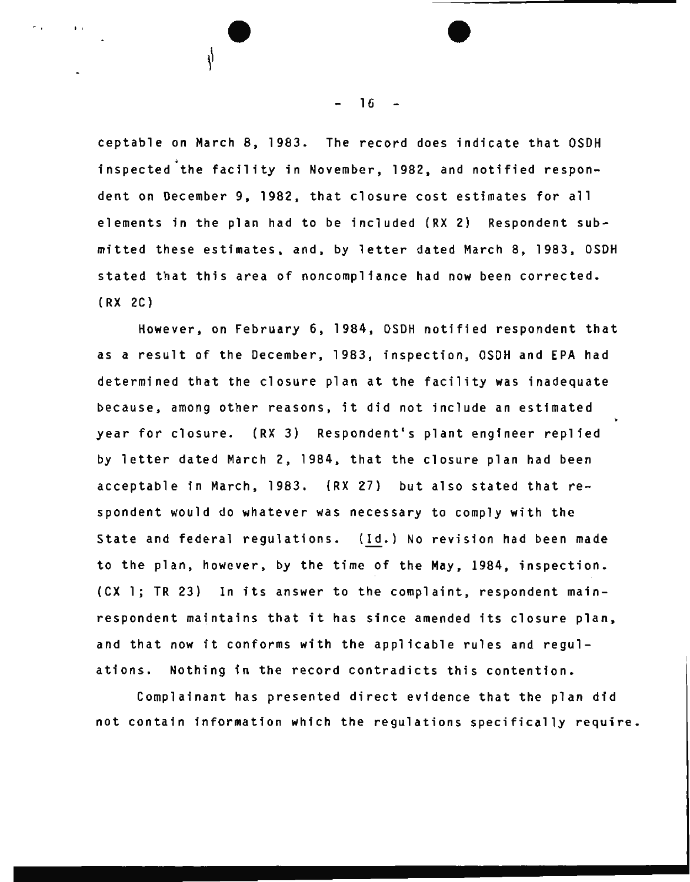ceptable on March 8, 1983. The record does indicate that OSDH inspected the facility in November, 1982, and notified respondent on December 9, 1982, that closure cost estimates for all elements in the plan had to be included (RX 2) Respondent submitted these estimates, and, by letter dated March 8, 1983, OSDH stated that this area of noncompliance had now been corrected. (RX 2C)

However, on February 6, 1984, OSDH notified respondent that as a result of the December, 1983, inspection, OSDH and EPA had determined that the closure plan at the facility was inadequate because, among other reasons, it did not include an estimated year for closure. (RX 3) Respondent's plant engineer replied by letter dated March 2, 1984, that the closure plan had been acceptable in March, 1983. (RX 27) but also stated that respondent would do whatever was necessary to comply with the State and federal regulations. (Id.) No revision had been made to the plan, however, by the time of the May, 1984, inspection. (CX 1; TR 23) In its answer to the complaint, respondent main-respondent maintains that it has since amended its closure plan, and that now it conforms with the applicable rules and regulations. Nothing in the record contradicts this contention.

Complainant has presented direct evidence that the plan did not contain information which the regulations specifically require.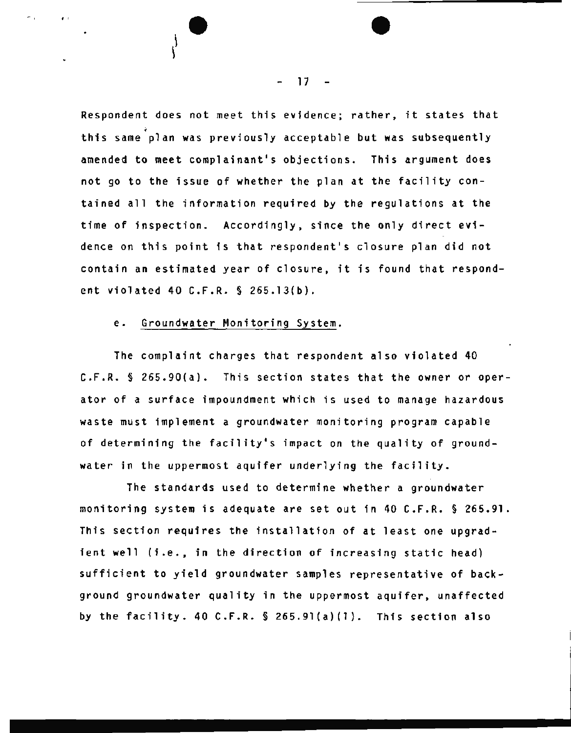Respondent does not meet this evidence; rather, it states that this same plan was previously acceptable but was subsequently amended to meet complainant's objections. This argument does not go to the issue of whether the plan at the facility contained all the information required by the regulations at the time of inspection. Accordingly, since the only direct evidence on this point is that respondent's closure plan did not contain an estimated year of closure, it is found that respondent violated 40 C.F.R. § 265.13(b).

e. Groundwater Monitoring System.

The complaint charges that respondent also violated 40 C.F.R. § 265.90(a). This section states that the owner or operator of a surface impoundment which is used to manage hazardous waste must implement a groundwater monitoring program capable of determining the facility's impact on the quality of groundwater in the uppermost aquifer underlying the facility.

The standards used to determine whether a groundwater monitoring system is adequate are set out in 40 C.F.R. § 265.91. This section requires the installation of at least one upgradient well (i.e., in the direction of increasing static head) sufficient to yield groundwater samples representative of background groundwater quality in the uppermost aquifer, unaffected by the facility. 40 C.F.R. § 265.91(a)(1). This section also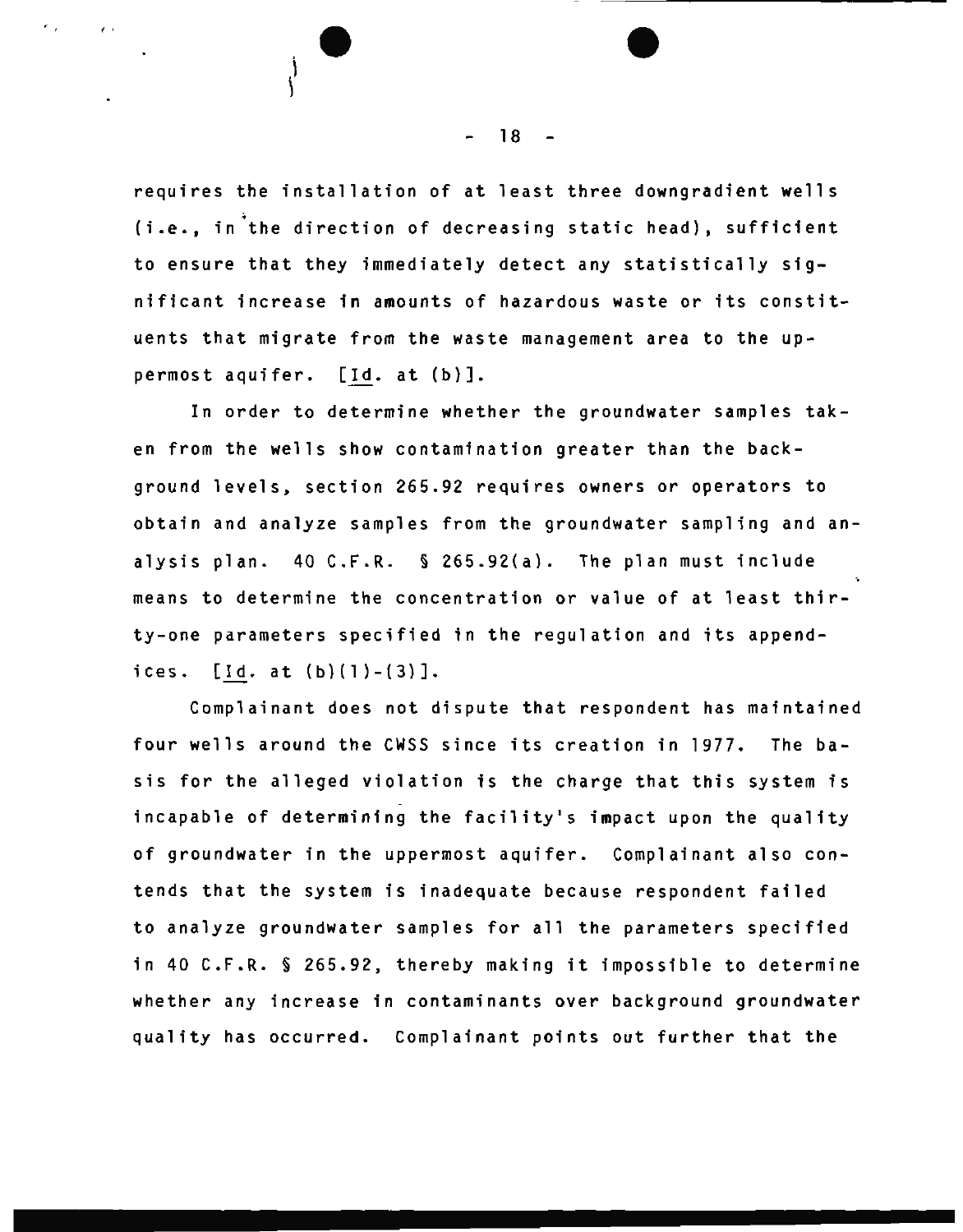requires the installation of at least three downgradient wells (i.e., in the direction of decreasing static head), sufficient to ensure that they immediately detect any statistically significant increase in amounts of hazardous waste or its constituents that migrate from the waste management area to the uppermost aquifer. [*Id.* at (b)].

In order to determine whether the groundwater samples taken from the wells show contamination greater than the background levels, section 265.92 requires owners or operators to obtain and analyze samples from the groundwater sampling and analysis plan. 40 C.F.R. § 265.92(a). The plan must include means to determine the concentration or value of at least thirty-one parameters specified in the regulation and its appendices. [*Id.* at (b)(1)-(3)].

Complainant does not dispute that respondent has maintained four wells around the CWSS since its creation in 1977. The basis for the alleged violation is the charge that this system is incapable of determining the facility's impact upon the quality of groundwater in the uppermost aquifer. Complainant also contends that the system is inadequate because respondent failed to analyze groundwater samples for all the parameters specified in 40 C.F.R. § 265.92, thereby making it impossible to determine whether any increase in contaminants over background groundwater quality has occurred. Complainant points out further that the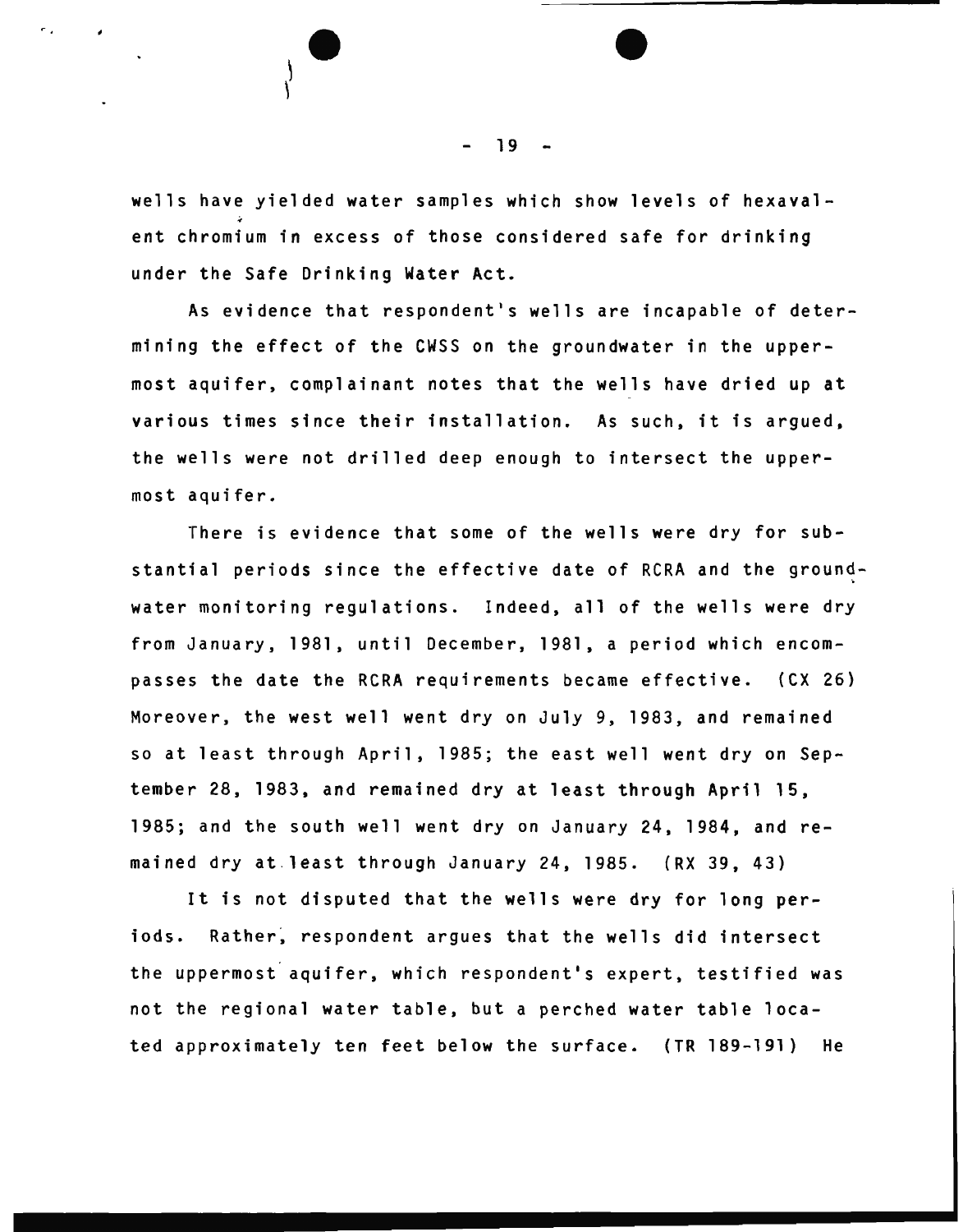wells have yielded water samples which show levels of hexavalent chromium in excess of those considered safe for drinking under the Safe Drinking Water Act.

As evidence that respondent's wells are incapable of determining the effect of the CWSS on the groundwater in the uppermost aquifer, complainant notes that the wells have dried up at various times since their installation. As such, it is argued, the wells were not drilled deep enough to intersect the uppermost aquifer.

There is evidence that some of the wells were dry for substantial periods since the effective date of RCRA and the groundwater monitoring regulations. Indeed, all of the wells were dry from January, 1981, until December, 1981, a period which encompasses the date the RCRA requirements became effective. (CX 26) Moreover, the west well went dry on July 9, 1983, and remained so at least through April, 1985; the east well went dry on September 28, 1983, and remained dry at least through April 15, 1985; and the south well went dry on January 24, 1984, and remained dry at least through January 24, 1985. (RX 39, 43)

It is not disputed that the wells were dry for long periods. Rather, respondent argues that the wells did intersect the uppermost aquifer, which respondent's expert, testified was not the regional water table, but a perched water table located approximately ten feet below the surface. (TR 189-191) He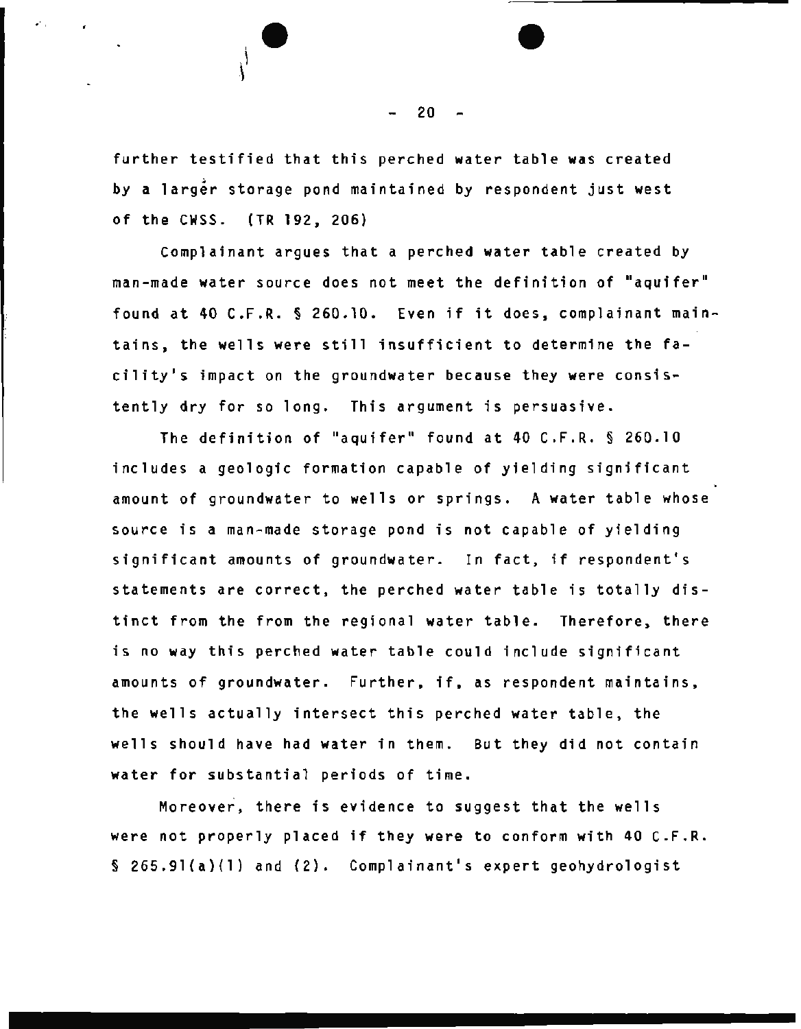further testified that this perched water table was created by a larger storage pond maintained by respondent just west of the CWSS. (TR 192, 206)

Complainant argues that a perched water table created by man-made water source does not meet the definition of "aquifer" found at 40 C.F.R. § 260.10. Even if it does, complainant maintains, the wells were still insufficient to determine the facility's impact on the groundwater because they were consistently dry for so long. This argument is persuasive.

The definition of "aquifer" found at 40 C.F.R. § 260.10 includes a geologic formation capable of yielding significant amount of groundwater to wells or springs. A water table whose source is a man-made storage pond is not capable of yielding significant amounts of groundwater. In fact, if respondent's statements are correct, the perched water table is totally distinct from the from the regional water table. Therefore, there is no way this perched water table could include significant amounts of groundwater. Further, if, as respondent maintains, the wells actually intersect this perched water table, the wells should have had water in them. But they did not contain water for substantial periods of time.

Moreover, there is evidence to suggest that the wells were not properly placed if they were to conform with 40 C.F.R. § 265.91(a)(1) and (2). Complainant's expert geohydrologist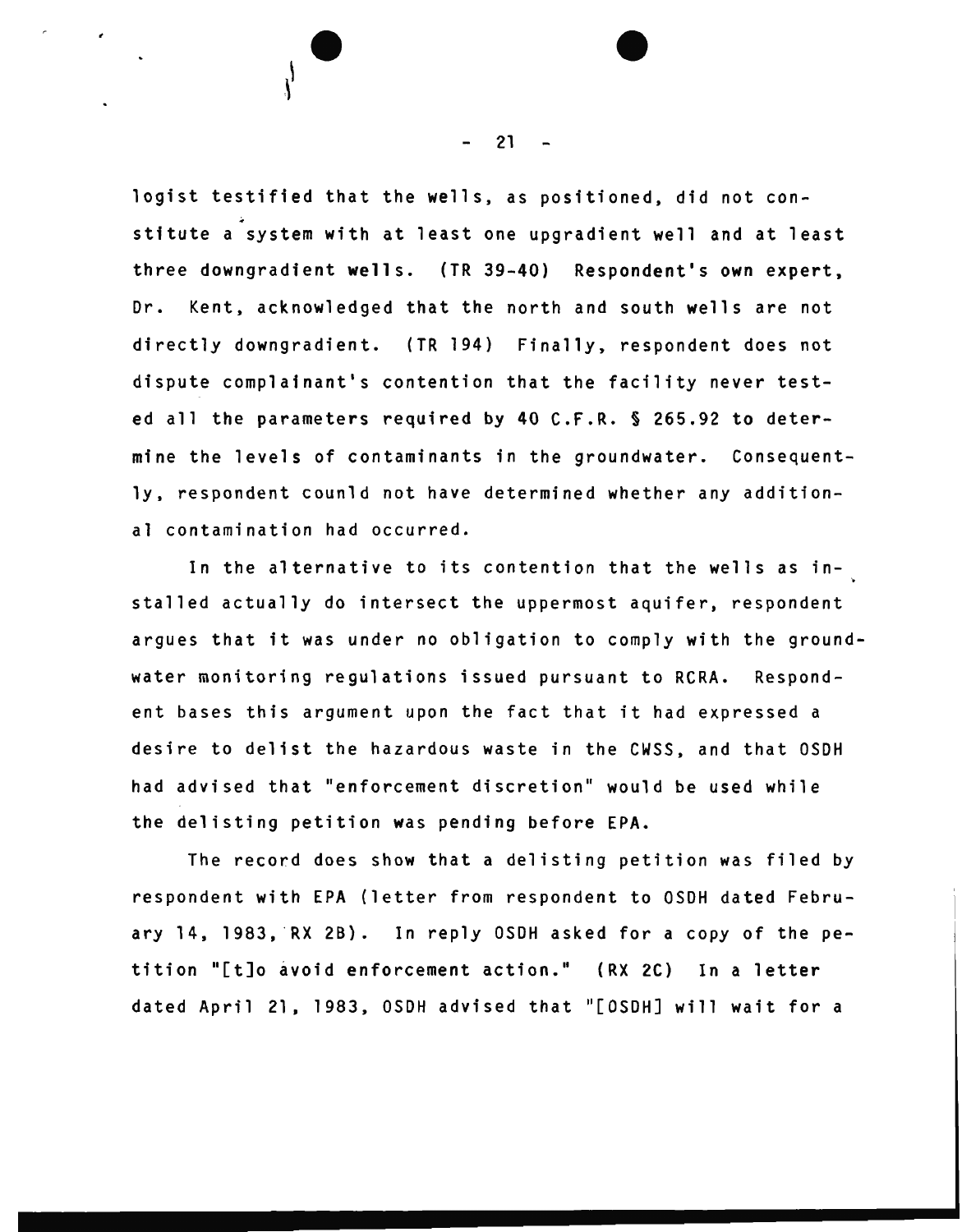logist testified that the wells, as positioned, did not constitute a system with at least one upgradient well and at least three downgradient wells. (TR 39-40) Respondent's own expert, Dr. Kent, acknowledged that the north and south wells are not directly downgradient. (TR 194) Finally, respondent does not dispute complainant's contention that the facility never tested all the parameters required by 40 C.F.R. § 265.92 to determine the levels of contaminants in the groundwater. Consequently, respondent counld not have determined whether any additional contamination had occurred.

In the alternative to its contention that the wells as installed actually do intersect the uppermost aquifer, respondent argues that it was under no obligation to comply with the groundwater monitoring regulations issued pursuant to RCRA. Respondent bases this argument upon the fact that it had expressed a desire to delist the hazardous waste in the CWSS, and that OSDH had advised that "enforcement discretion" would be used while the delisting petition was pending before EPA.

The record does show that a delisting petition was filed by respondent with EPA (letter from respondent to OSDH dated February 14, 1983, RX 2B). In reply OSDH asked for a copy of the petition "[t]o avoid enforcement action." (RX 2C) In a letter dated April 21, 1983, OSDH advised that "[OSDH] will wait for a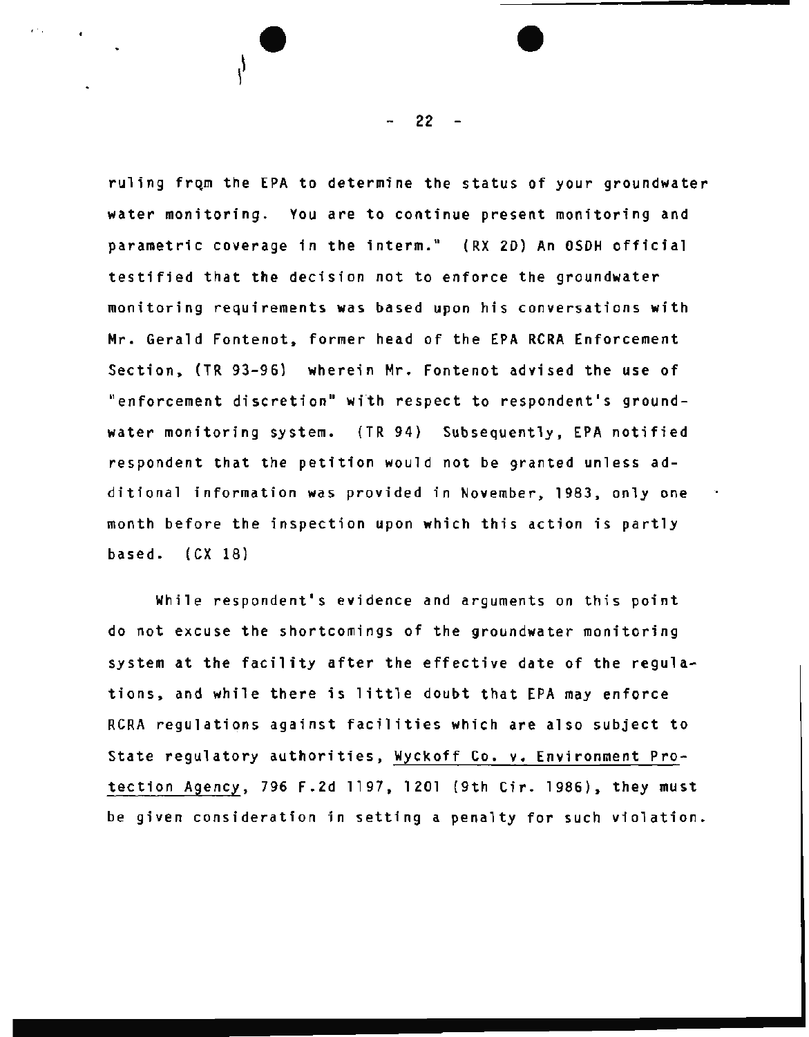ruling from the EPA to determine the status of your groundwater water monitoring. You are to continue present monitoring and parametric coverage in the interm." (RX 2D) An OSDH official testified that the decision not to enforce the groundwater monitoring requirements was based upon his conversations with Mr. Gerald Fontenot, former head of the EPA RCRA Enforcement Section, (TR 93-96) wherein Mr. Fontenot advised the use of "enforcement discretion" with respect to respondent's groundwater monitoring system. (TR 94) Subsequently, EPA notified respondent that the petition would not be granted unless additional information was provided in November, 1983, only one month before the inspection upon which this action is partly based. (CX 18)

While respondent's evidence and arguments on this point do not excuse the shortcomings of the groundwater monitoring system at the facility after the effective date of the regulations, and while there is little doubt that EPA may enforce RCRA regulations against facilities which are also subject to State regulatory authorities, Wyckoff Co. v. Environment Protection Agency, 796 F.2d 1197, 1201 (9th Cir. 1986), they must be given consideration in setting a penalty for such violation.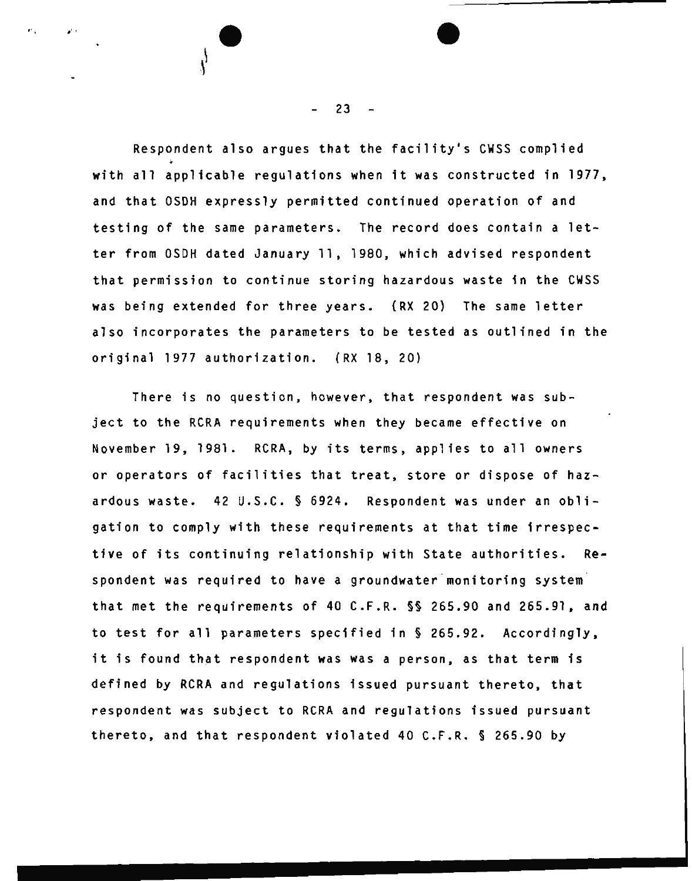Respondent also argues that the facility's CWSS complied with all applicable regulations when it was constructed in 1977, and that OSDH expressly permitted continued operation of and testing of the same parameters. The record does contain a letter from OSDH dated January 11, 1980, which advised respondent that permission to continue storing hazardous waste in the CWSS was being extended for three years. (RX 20) The same letter also incorporates the parameters to be tested as outlined in the original 1977 authorization. (RX 18, 20)

There is no question, however, that respondent was subject to the RCRA requirements when they became effective on November 19, 1981. RCRA, by its terms, applies to all owners or operators of facilities that treat, store or dispose of hazardous waste. 42 U.S.C. § 6924. Respondent was under an obligation to comply with these requirements at that time irrespective of its continuing relationship with State authorities. Respondent was required to have a groundwater monitoring system that met the requirements of 40 C.F.R. §§ 265.90 and 265.91, and to test for all parameters specified in § 265.92. Accordingly, it is found that respondent was was a person, as that term is defined by RCRA and regulations issued pursuant thereto, that respondent was subject to RCRA and regulations issued pursuant thereto, and that respondent violated 40 C.F.R. § 265.90 by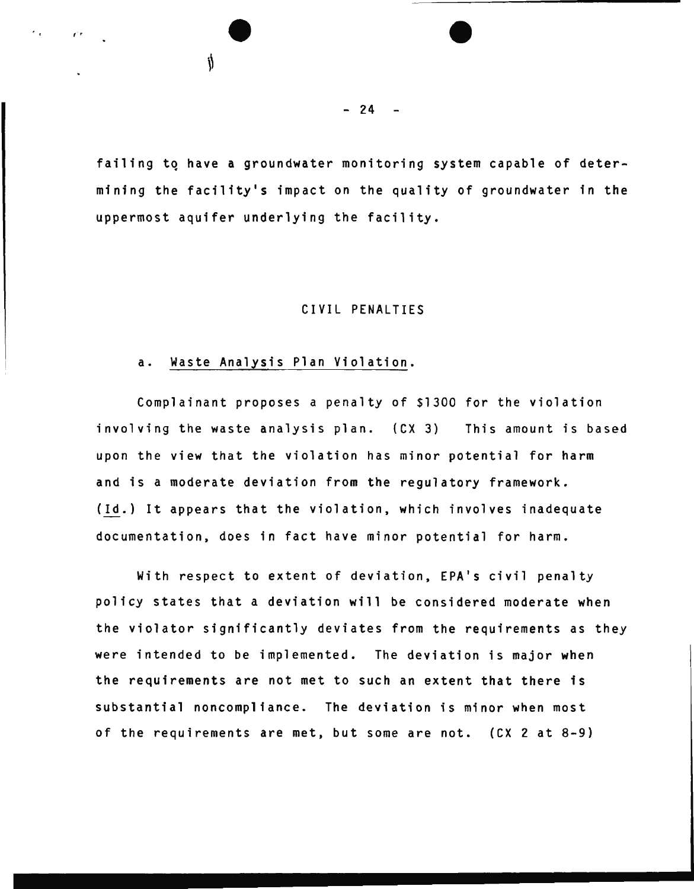failing to have a groundwater monitoring system capable of determining the facility's impact on the quality of groundwater in the uppermost aquifer underlying the facility.

## CIVIL PENALTIES

a. Waste Analysis Plan Violation.

Complainant proposes a penalty of $1300 for the violation involving the waste analysis plan. (CX 3) This amount is based upon the view that the violation has minor potential for harm and is a moderate deviation from the regulatory framework. (Id.) It appears that the violation, which involves inadequate documentation, does in fact have minor potential for harm.

With respect to extent of deviation, EPA's civil penalty policy states that a deviation will be considered moderate when the violator significantly deviates from the requirements as they were intended to be implemented. The deviation is major when the requirements are not met to such an extent that there is substantial noncompliance. The deviation is minor when most of the requirements are met, but some are not. (CX 2 at 8-9)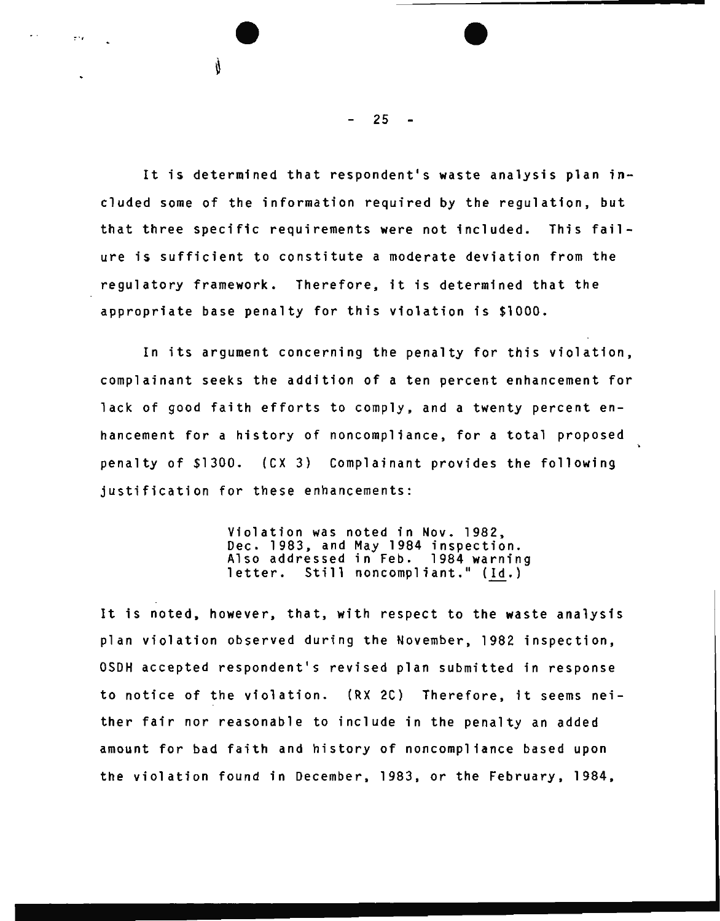It is determined that respondent's waste analysis plan included some of the information required by the regulation, but that three specific requirements were not included. This failure is sufficient to constitute a moderate deviation from the regulatory framework. Therefore, it is determined that the appropriate base penalty for this violation is $1000.

In its argument concerning the penalty for this violation, complainant seeks the addition of a ten percent enhancement for lack of good faith efforts to comply, and a twenty percent enhancement for a history of noncompliance, for a total proposed penalty of $1300. (CX 3) Complainant provides the following justification for these enhancements:

> Violation was noted in Nov. 1982, Dec. 1983, and May 1984 inspection. Also addressed in Feb. 1984 warning letter. Still noncompliant." (Id.)

It is noted, however, that, with respect to the waste analysis plan violation observed during the November, 1982 inspection, OSDH accepted respondent's revised plan submitted in response to notice of the violation. (RX 2C) Therefore, it seems neither fair nor reasonable to include in the penalty an added amount for bad faith and history of noncompliance based upon the violation found in December, 1983, or the February, 1984,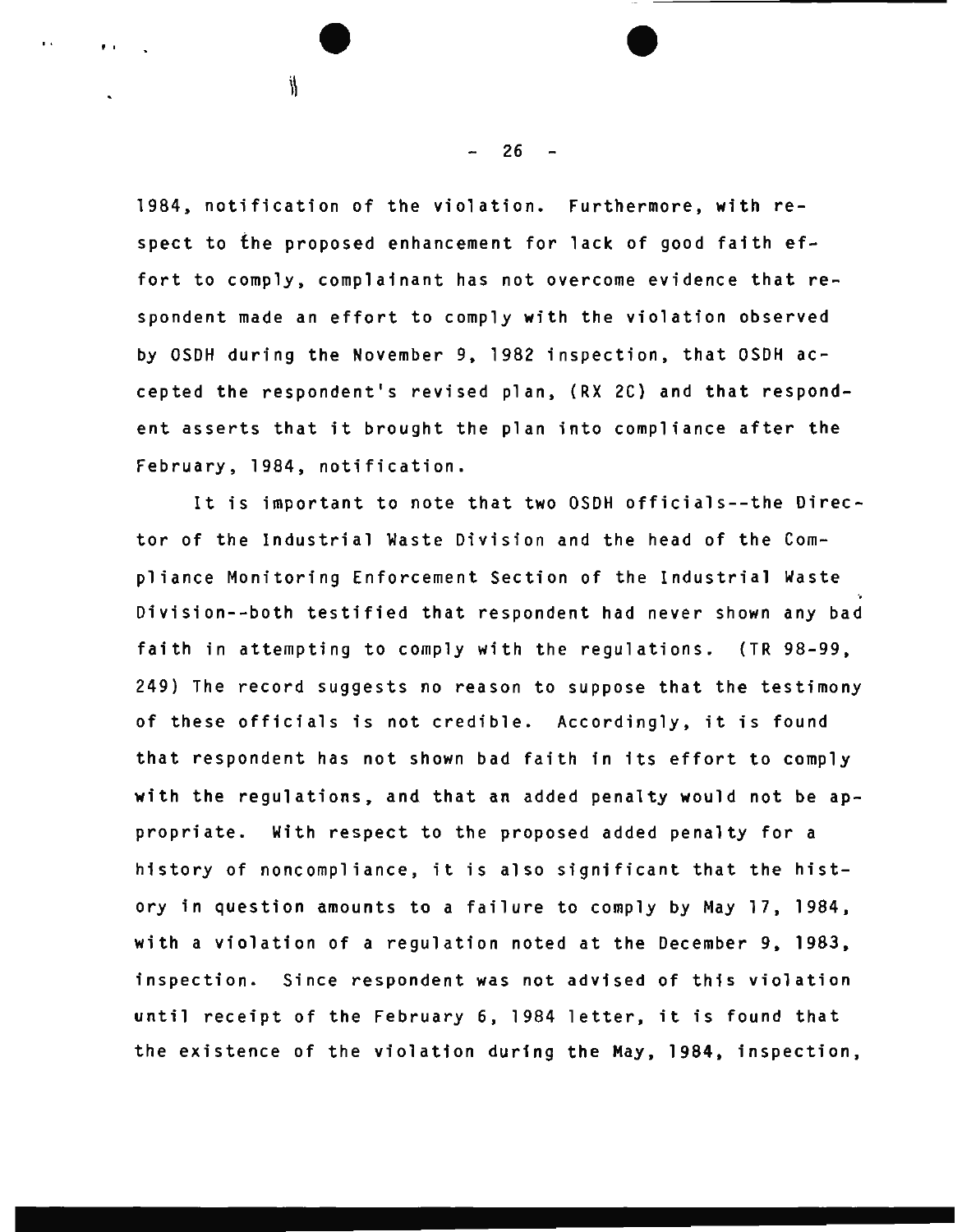1984, notification of the violation. Furthermore, with respect to the proposed enhancement for lack of good faith effort to comply, complainant has not overcome evidence that respondent made an effort to comply with the violation observed by OSDH during the November 9, 1982 inspection, that OSDH accepted the respondent's revised plan, (RX 2C) and that respondent asserts that it brought the plan into compliance after the February, 1984, notification.

It is important to note that two OSDH officials--the Director of the Industrial Waste Division and the head of the Compliance Monitoring Enforcement Section of the Industrial Waste Division--both testified that respondent had never shown any bad faith in attempting to comply with the regulations. (TR 98-99, 249) The record suggests no reason to suppose that the testimony of these officials is not credible. Accordingly, it is found that respondent has not shown bad faith in its effort to comply with the regulations, and that an added penalty would not be appropriate. With respect to the proposed added penalty for a history of noncompliance, it is also significant that the history in question amounts to a failure to comply by May 17, 1984, with a violation of a regulation noted at the December 9, 1983, inspection. Since respondent was not advised of this violation until receipt of the February 6, 1984 letter, it is found that the existence of the violation during the May, 1984, inspection,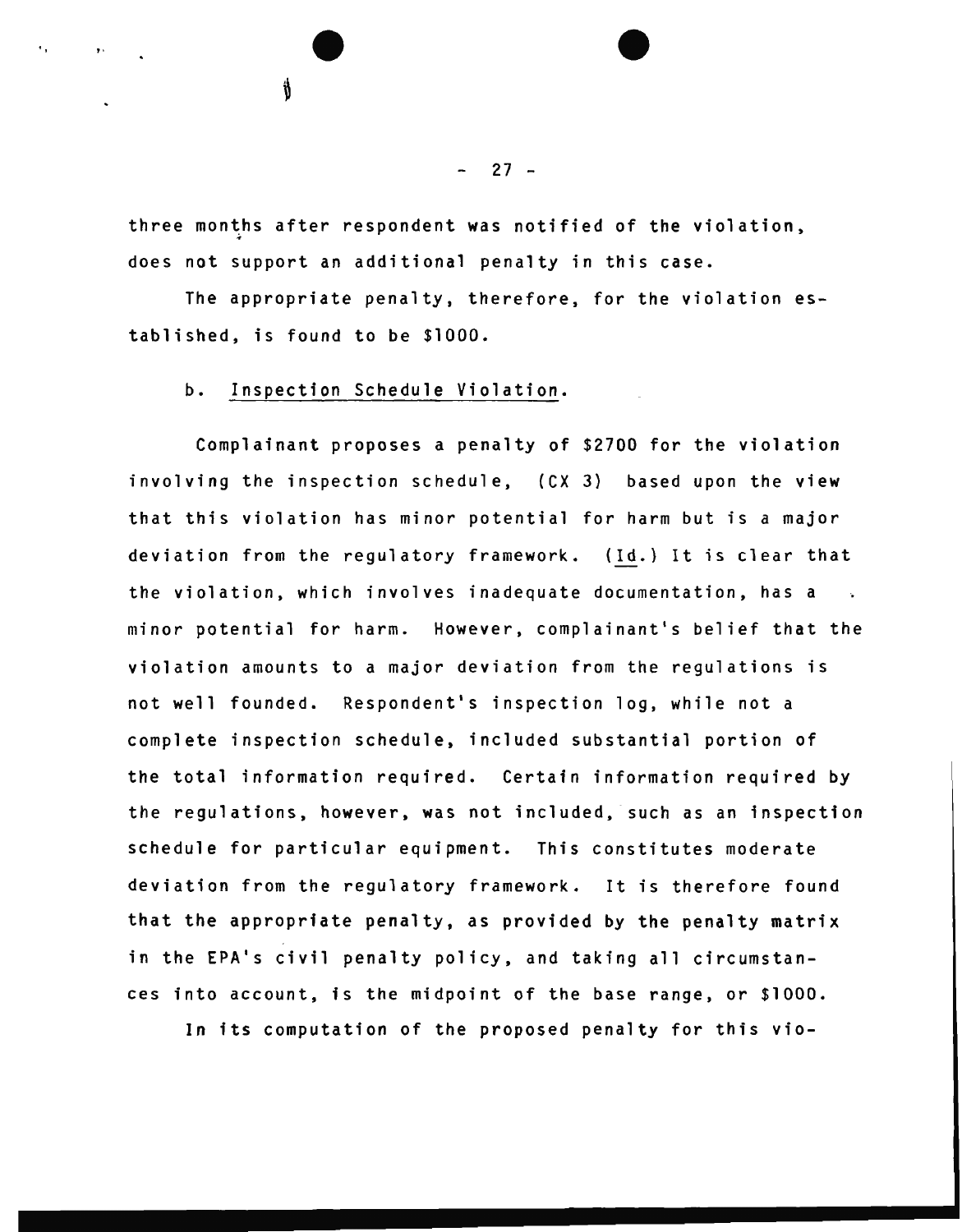three months after respondent was notified of the violation, does not support an additional penalty in this case.

The appropriate penalty, therefore, for the violation established, is found to be $1000.

b. Inspection Schedule Violation.

Complainant proposes a penalty of $2700 for the violation involving the inspection schedule, (CX 3) based upon the view that this violation has minor potential for harm but is a major deviation from the regulatory framework. (Id.) It is clear that the violation, which involves inadequate documentation, has a minor potential for harm. However, complainant's belief that the violation amounts to a major deviation from the regulations is not well founded. Respondent's inspection log, while not a complete inspection schedule, included substantial portion of the total information required. Certain information required by the regulations, however, was not included, such as an inspection schedule for particular equipment. This constitutes moderate deviation from the regulatory framework. It is therefore found that the appropriate penalty, as provided by the penalty matrix in the EPA's civil penalty policy, and taking all circumstances into account, is the midpoint of the base range, or $1000.

In its computation of the proposed penalty for this vio-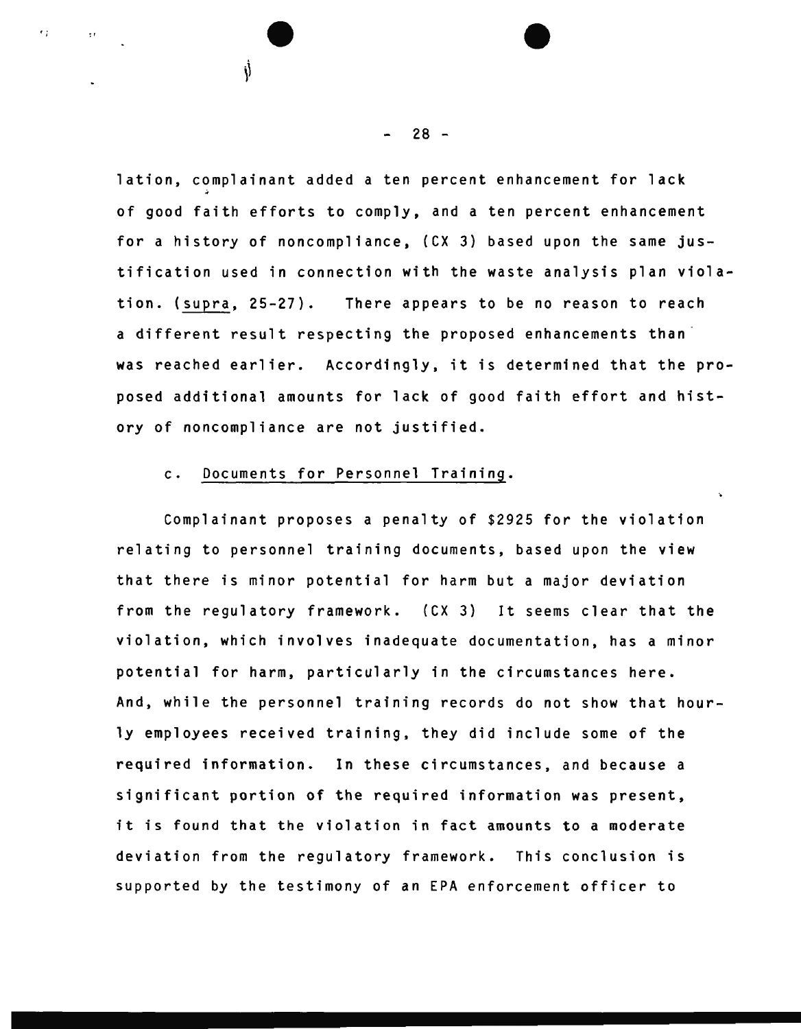lation, complainant added a ten percent enhancement for lack of good faith efforts to comply, and a ten percent enhancement for a history of noncompliance, (CX 3) based upon the same justification used in connection with the waste analysis plan violation. (supra, 25-27). There appears to be no reason to reach a different result respecting the proposed enhancements than was reached earlier. Accordingly, it is determined that the proposed additional amounts for lack of good faith effort and history of noncompliance are not justified.

c. Documents for Personnel Training.

Complainant proposes a penalty of $2925 for the violation relating to personnel training documents, based upon the view that there is minor potential for harm but a major deviation from the regulatory framework. (CX 3) It seems clear that the violation, which involves inadequate documentation, has a minor potential for harm, particularly in the circumstances here. And, while the personnel training records do not show that hourly employees received training, they did include some of the required information. In these circumstances, and because a significant portion of the required information was present, it is found that the violation in fact amounts to a moderate deviation from the regulatory framework. This conclusion is supported by the testimony of an EPA enforcement officer to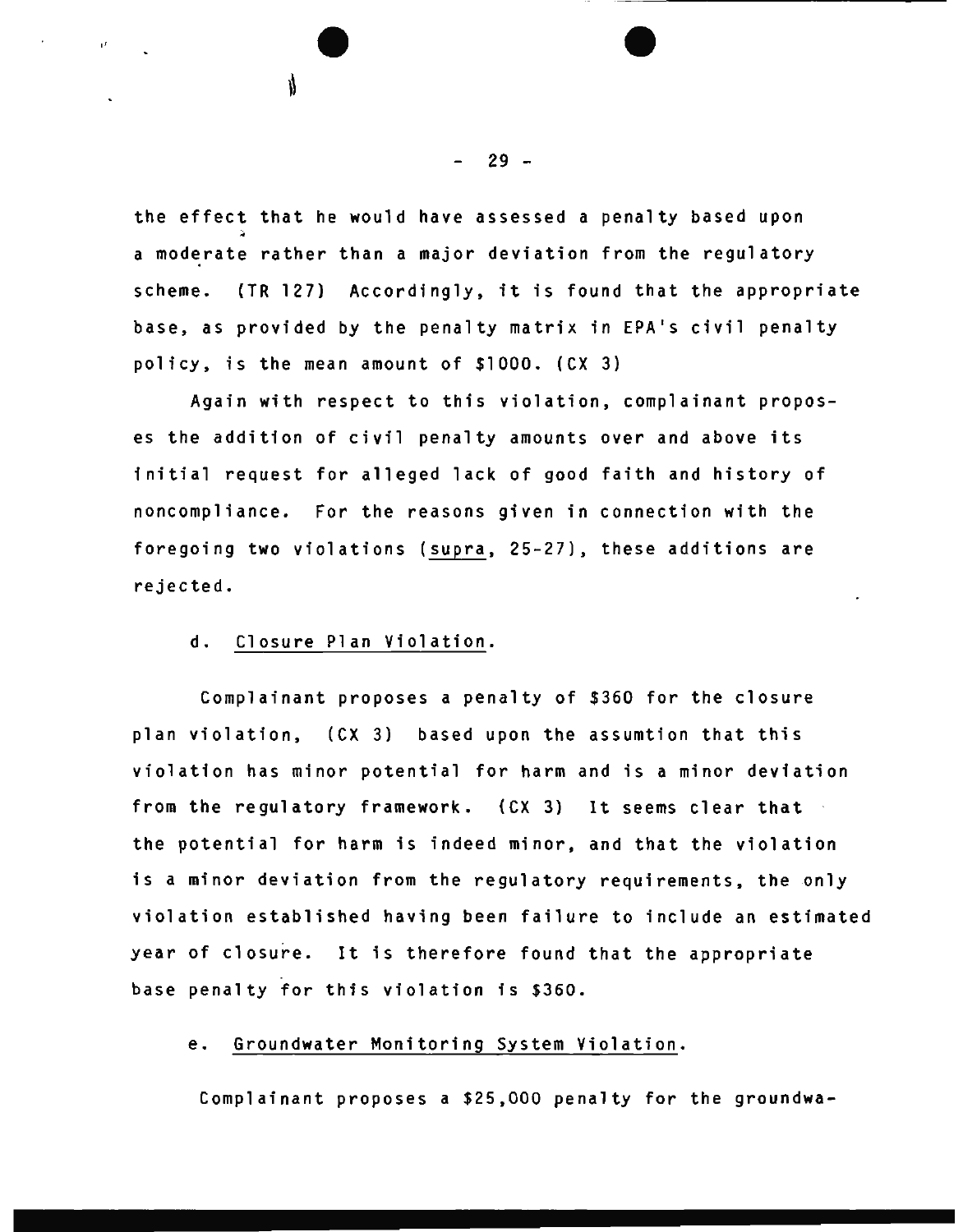the effect that he would have assessed a penalty based upon a moderate rather than a major deviation from the regulatory scheme. (TR 127) Accordingly, it is found that the appropriate base, as provided by the penalty matrix in EPA's civil penalty policy, is the mean amount of $1000. (CX 3)

Again with respect to this violation, complainant proposes the addition of civil penalty amounts over and above its initial request for alleged lack of good faith and history of noncompliance. For the reasons given in connection with the foregoing two violations (<u>supra</u>, 25-27), these additions are rejected.

d. <u>Closure Plan Violation</u>.

Complainant proposes a penalty of $360 for the closure plan violation, (CX 3) based upon the assumtion that this violation has minor potential for harm and is a minor deviation from the regulatory framework. (CX 3) It seems clear that the potential for harm is indeed minor, and that the violation is a minor deviation from the regulatory requirements, the only violation established having been failure to include an estimated year of closure. It is therefore found that the appropriate base penalty for this violation is $360.

e. <u>Groundwater Monitoring System Violation</u>.

Complainant proposes a $25,000 penalty for the groundwa-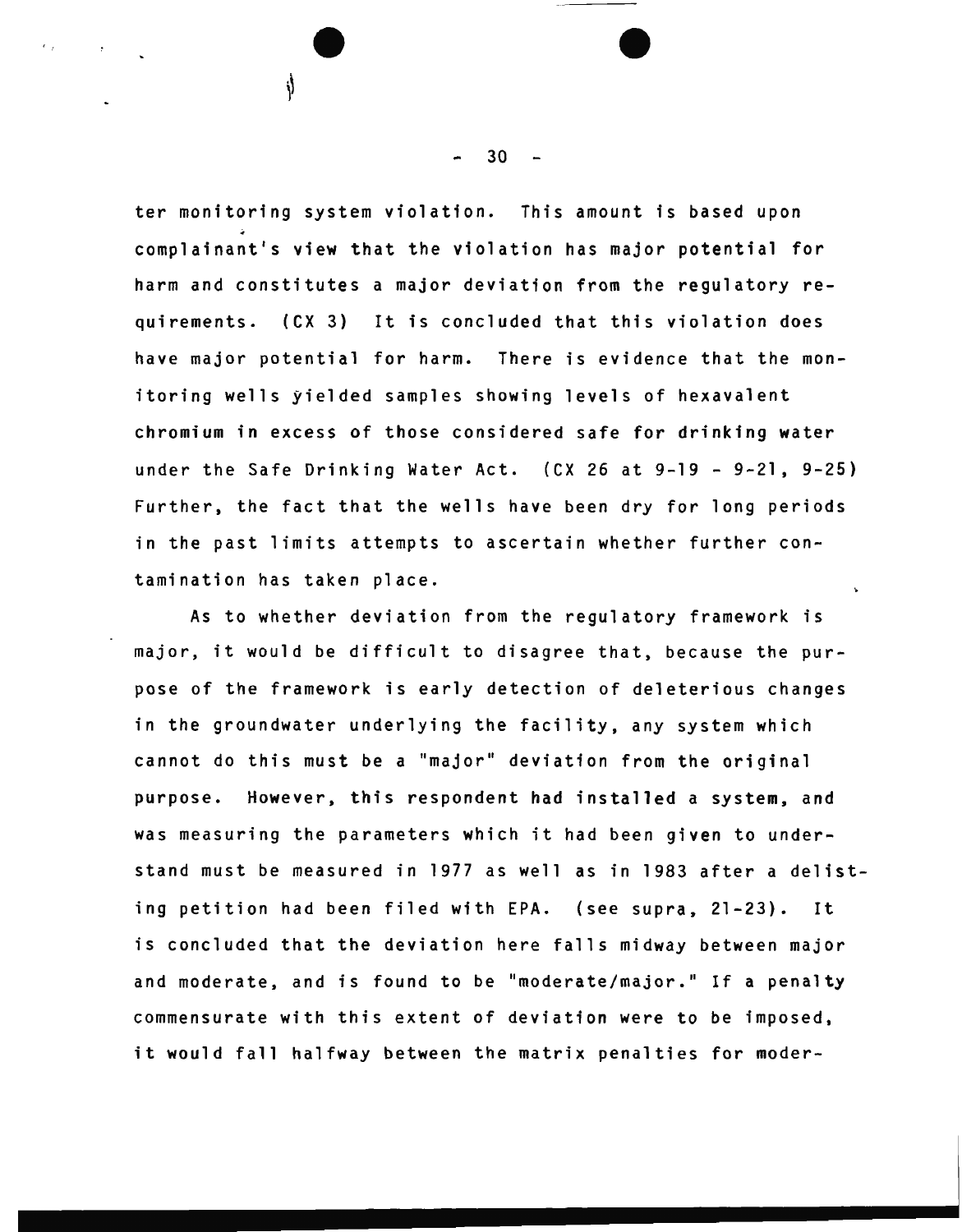ter monitoring system violation. This amount is based upon complainant's view that the violation has major potential for harm and constitutes a major deviation from the regulatory requirements. (CX 3) It is concluded that this violation does have major potential for harm. There is evidence that the monitoring wells yielded samples showing levels of hexavalent chromium in excess of those considered safe for drinking water under the Safe Drinking Water Act. (CX 26 at 9-19 - 9-21, 9-25) Further, the fact that the wells have been dry for long periods in the past limits attempts to ascertain whether further contamination has taken place.

As to whether deviation from the regulatory framework is major, it would be difficult to disagree that, because the purpose of the framework is early detection of deleterious changes in the groundwater underlying the facility, any system which cannot do this must be a "major" deviation from the original purpose. However, this respondent had installed a system, and was measuring the parameters which it had been given to understand must be measured in 1977 as well as in 1983 after a delisting petition had been filed with EPA. (see supra, 21-23). It is concluded that the deviation here falls midway between major and moderate, and is found to be "moderate/major." If a penalty commensurate with this extent of deviation were to be imposed, it would fall halfway between the matrix penalties for moder-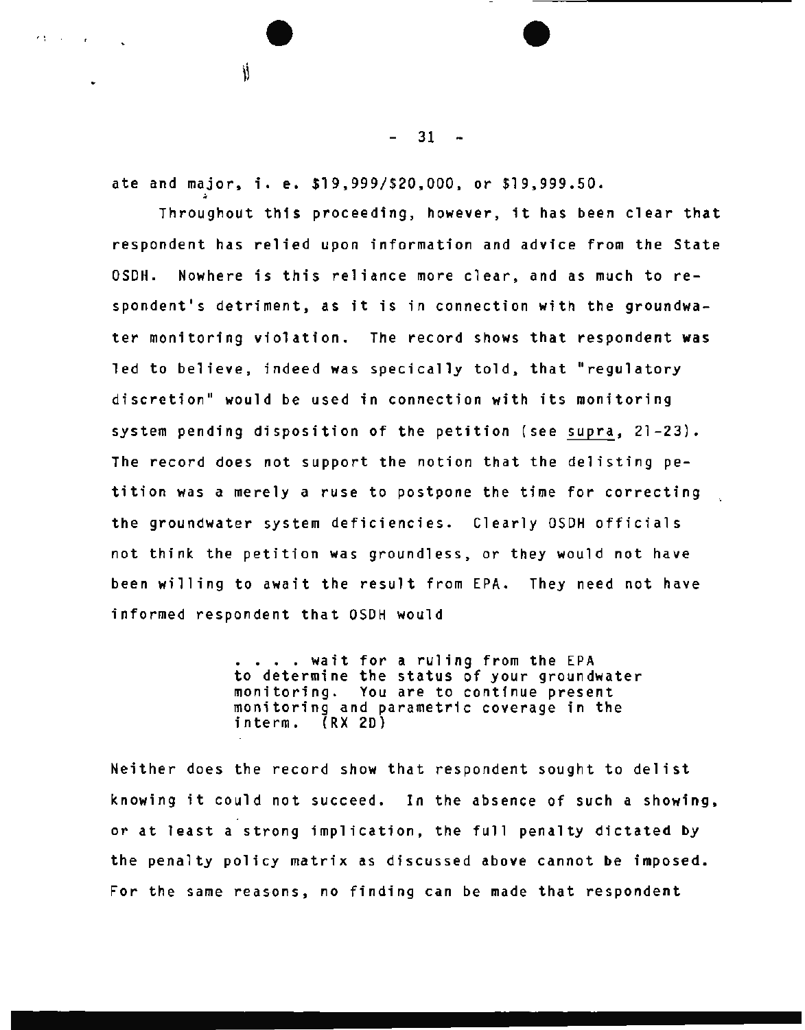ate and major, i. e. $19,999/$20,000, or $19,999.50.

Throughout this proceeding, however, it has been clear that respondent has relied upon information and advice from the State OSDH. Nowhere is this reliance more clear, and as much to respondent's detriment, as it is in connection with the groundwater monitoring violation. The record shows that respondent was led to believe, indeed was specically told, that "regulatory discretion" would be used in connection with its monitoring system pending disposition of the petition (see supra, 21-23). The record does not support the notion that the delisting petition was a merely a ruse to postpone the time for correcting the groundwater system deficiencies. Clearly OSDH officials not think the petition was groundless, or they would not have been willing to await the result from EPA. They need not have informed respondent that OSDH would

> . . . . wait for a ruling from the EPA to determine the status of your groundwater monitoring. You are to continue present monitoring and parametric coverage in the interm. (RX 2D)

Neither does the record show that respondent sought to delist knowing it could not succeed. In the absence of such a showing, or at least a strong implication, the full penalty dictated by the penalty policy matrix as discussed above cannot be imposed. For the same reasons, no finding can be made that respondent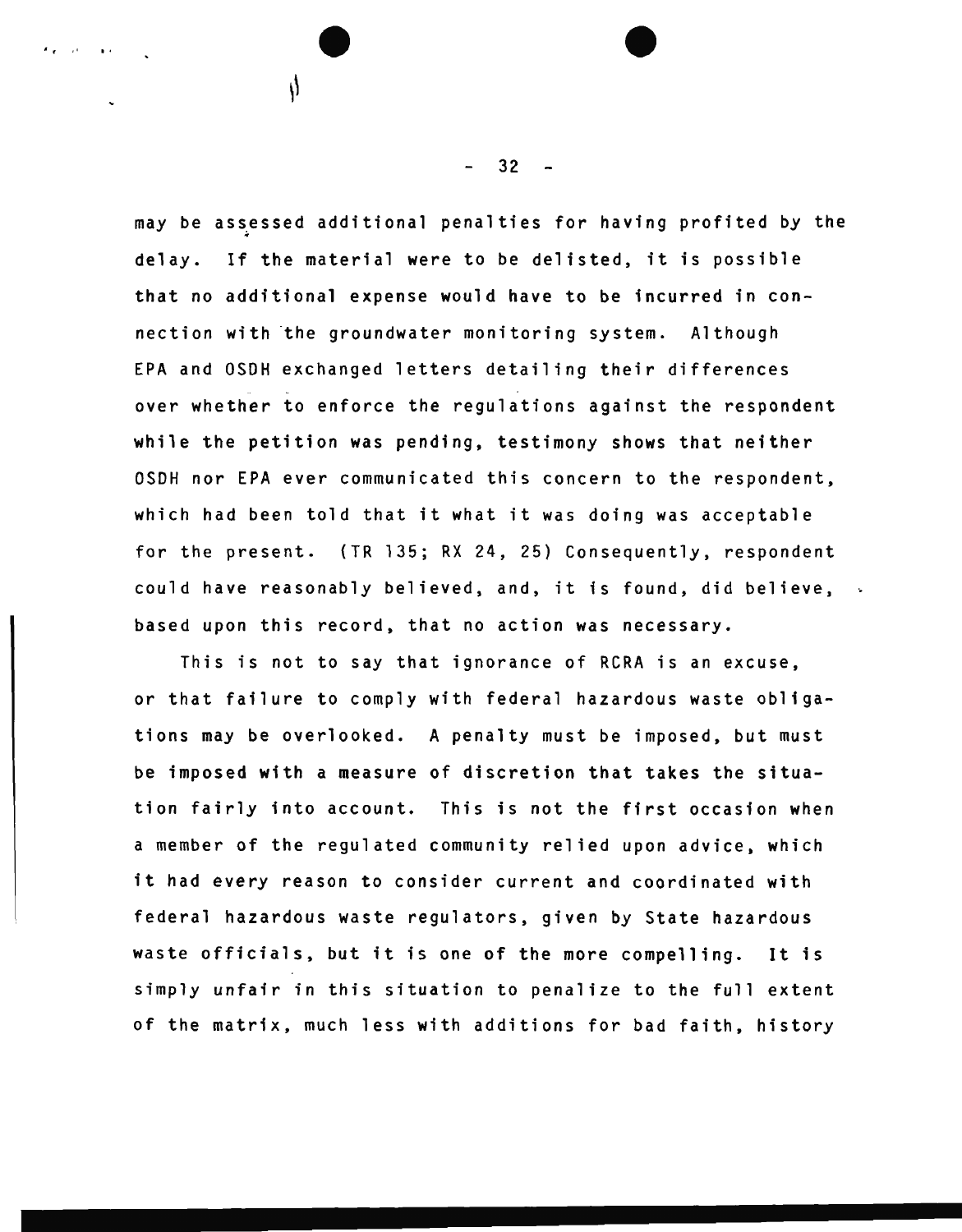may be assessed additional penalties for having profited by the delay. If the material were to be delisted, it is possible that no additional expense would have to be incurred in connection with the groundwater monitoring system. Although EPA and OSDH exchanged letters detailing their differences over whether to enforce the regulations against the respondent while the petition was pending, testimony shows that neither OSDH nor EPA ever communicated this concern to the respondent, which had been told that it what it was doing was acceptable for the present. (TR 135; RX 24, 25) Consequently, respondent could have reasonably believed, and, it is found, did believe, based upon this record, that no action was necessary.

This is not to say that ignorance of RCRA is an excuse, or that failure to comply with federal hazardous waste obligations may be overlooked. A penalty must be imposed, but must be imposed with a measure of discretion that takes the situation fairly into account. This is not the first occasion when a member of the regulated community relied upon advice, which it had every reason to consider current and coordinated with federal hazardous waste regulators, given by State hazardous waste officials, but it is one of the more compelling. It is simply unfair in this situation to penalize to the full extent of the matrix, much less with additions for bad faith, history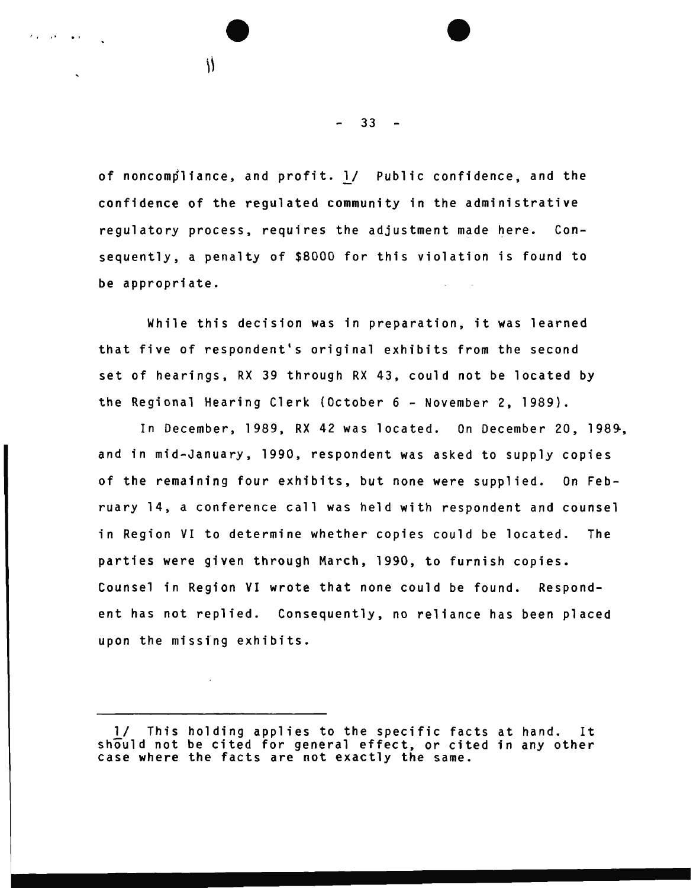of noncompliance, and profit. 1/ Public confidence, and the confidence of the regulated community in the administrative regulatory process, requires the adjustment made here. Consequently, a penalty of $8000 for this violation is found to be appropriate.

While this decision was in preparation, it was learned that five of respondent's original exhibits from the second set of hearings, RX 39 through RX 43, could not be located by the Regional Hearing Clerk (October 6 - November 2, 1989).

In December, 1989, RX 42 was located. On December 20, 1989, and in mid-January, 1990, respondent was asked to supply copies of the remaining four exhibits, but none were supplied. On February 14, a conference call was held with respondent and counsel in Region VI to determine whether copies could be located. The parties were given through March, 1990, to furnish copies. Counsel in Region VI wrote that none could be found. Respondent has not replied. Consequently, no reliance has been placed upon the missing exhibits.

---

1/ This holding applies to the specific facts at hand. It should not be cited for general effect, or cited in any other case where the facts are not exactly the same.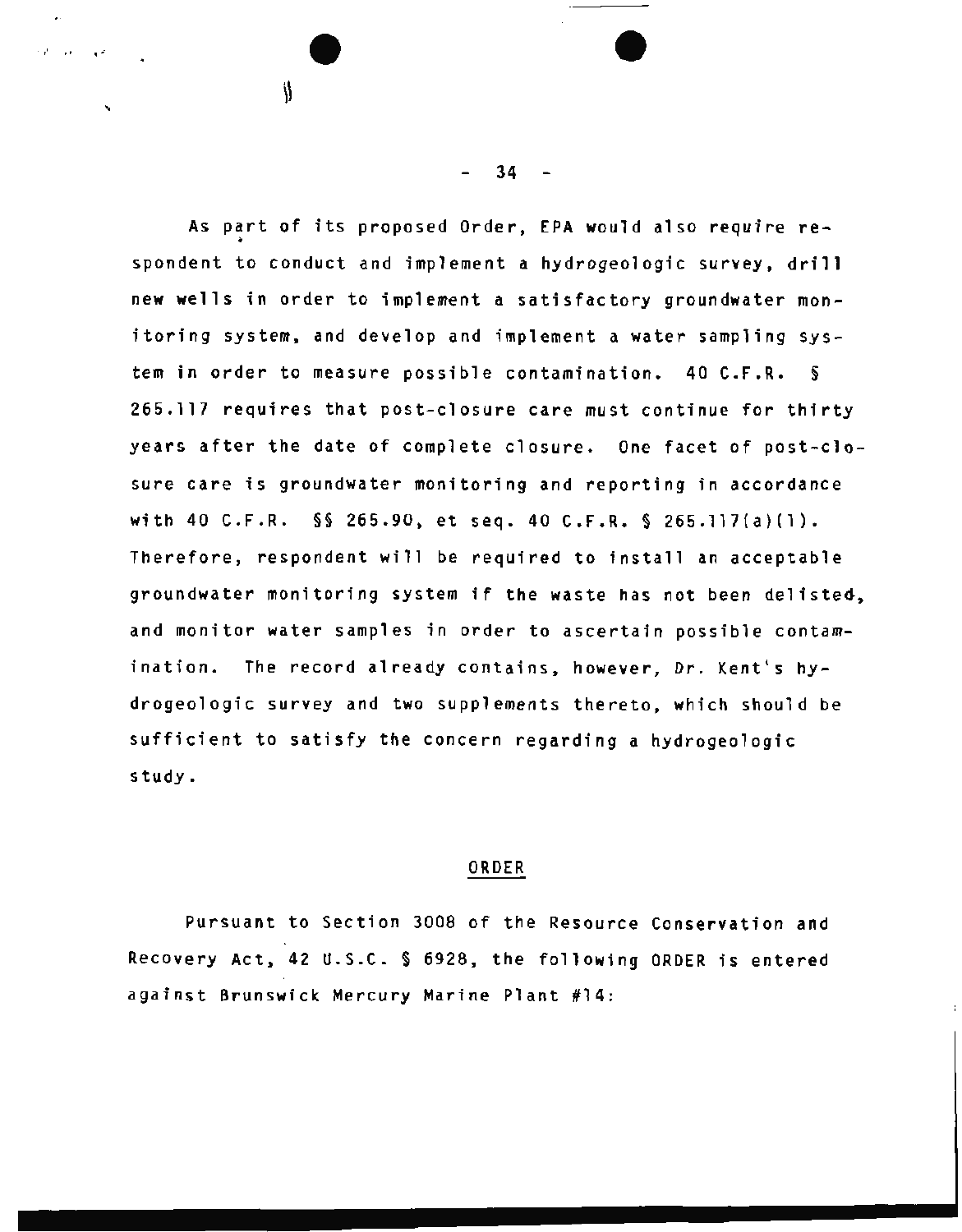As part of its proposed Order, EPA would also require respondent to conduct and implement a hydrogeologic survey, drill new wells in order to implement a satisfactory groundwater monitoring system, and develop and implement a water sampling system in order to measure possible contamination. 40 C.F.R. § 265.117 requires that post-closure care must continue for thirty years after the date of complete closure. One facet of post-closure care is groundwater monitoring and reporting in accordance with 40 C.F.R. §§ 265.90, et seq. 40 C.F.R. § 265.117(a)(1). Therefore, respondent will be required to install an acceptable groundwater monitoring system if the waste has not been delisted, and monitor water samples in order to ascertain possible contamination. The record already contains, however, Dr. Kent's hydrogeologic survey and two supplements thereto, which should be sufficient to satisfy the concern regarding a hydrogeologic study.

## ORDER

Pursuant to Section 3008 of the Resource Conservation and Recovery Act, 42 U.S.C. § 6928, the following ORDER is entered against Brunswick Mercury Marine Plant #14: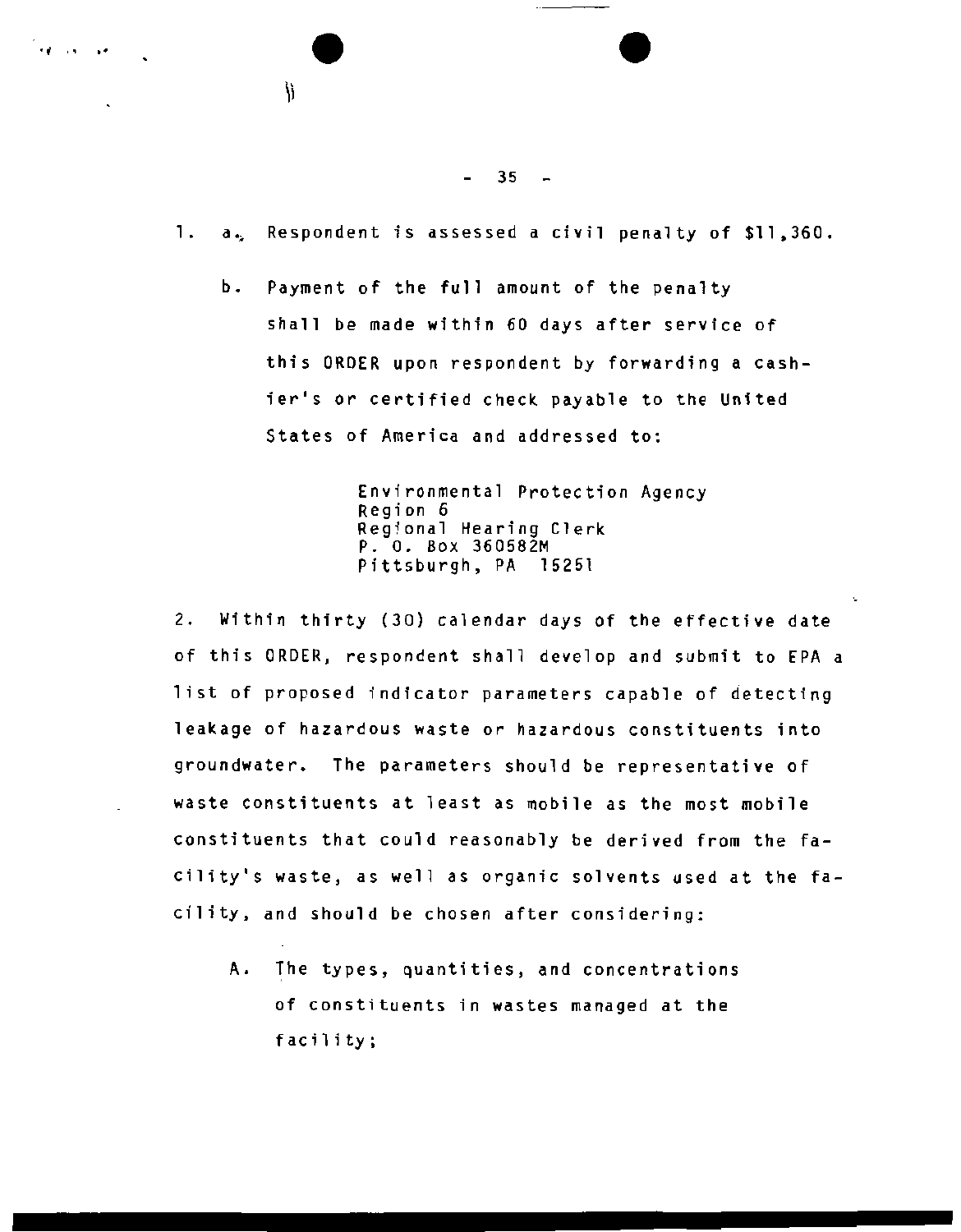1. a. Respondent is assessed a civil penalty of $11,360.

   b. Payment of the full amount of the penalty shall be made within 60 days after service of this ORDER upon respondent by forwarding a cashier's or certified check payable to the United States of America and addressed to:

      Environmental Protection Agency
      Region 6
      Regional Hearing Clerk
      P. O. Box 360582M
      Pittsburgh, PA 15251

2. Within thirty (30) calendar days of the effective date of this ORDER, respondent shall develop and submit to EPA a list of proposed indicator parameters capable of detecting leakage of hazardous waste or hazardous constituents into groundwater. The parameters should be representative of waste constituents at least as mobile as the most mobile constituents that could reasonably be derived from the facility's waste, as well as organic solvents used at the facility, and should be chosen after considering:

   A. The types, quantities, and concentrations of constituents in wastes managed at the facility;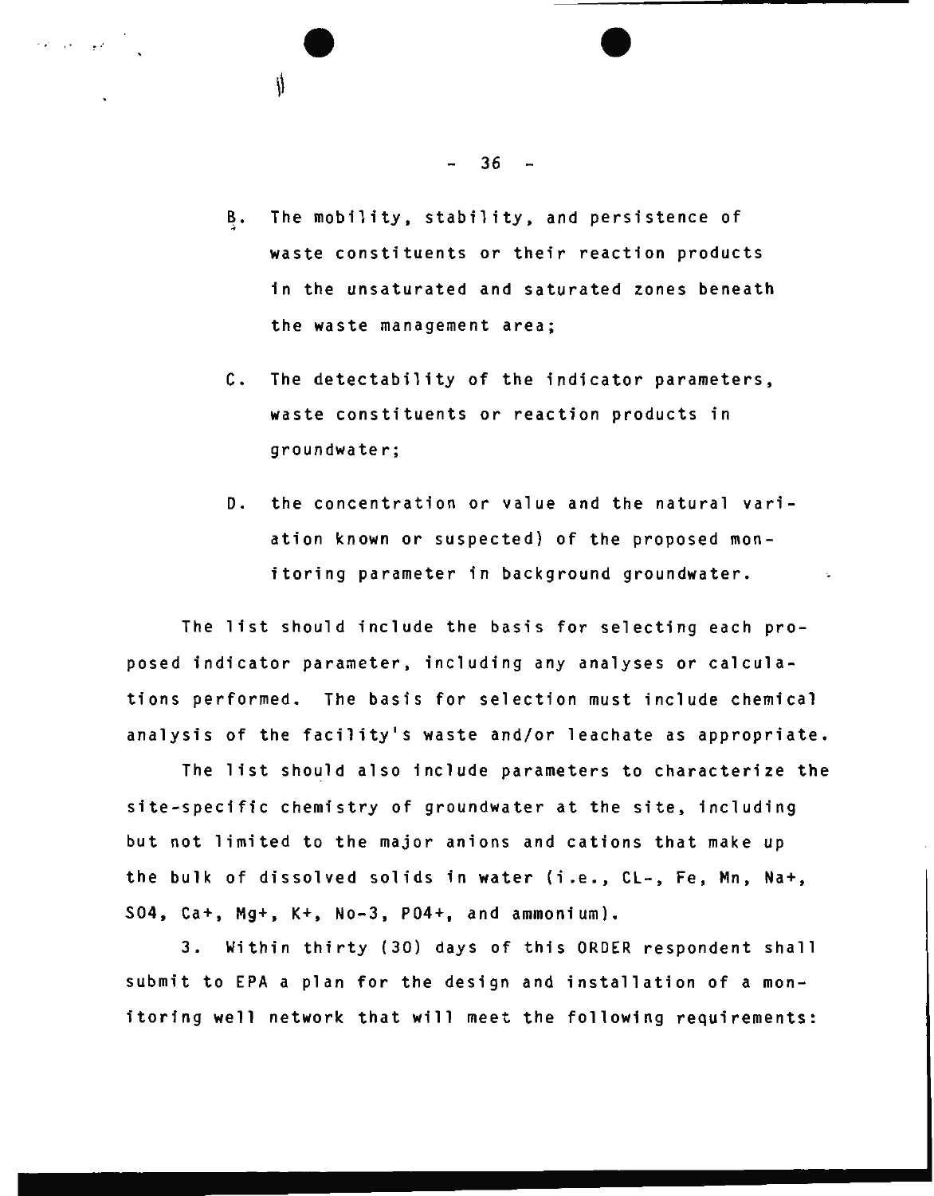B. The mobility, stability, and persistence of waste constituents or their reaction products in the unsaturated and saturated zones beneath the waste management area;

C. The detectability of the indicator parameters, waste constituents or reaction products in groundwater;

D. the concentration or value and the natural variation known or suspected) of the proposed monitoring parameter in background groundwater.

The list should include the basis for selecting each proposed indicator parameter, including any analyses or calculations performed. The basis for selection must include chemical analysis of the facility's waste and/or leachate as appropriate.

The list should also include parameters to characterize the site-specific chemistry of groundwater at the site, including but not limited to the major anions and cations that make up the bulk of dissolved solids in water (i.e., CL-, Fe, Mn, Na+, SO4, Ca+, Mg+, K+, No-3, PO4+, and ammonium).

3. Within thirty (30) days of this ORDER respondent shall submit to EPA a plan for the design and installation of a monitoring well network that will meet the following requirements: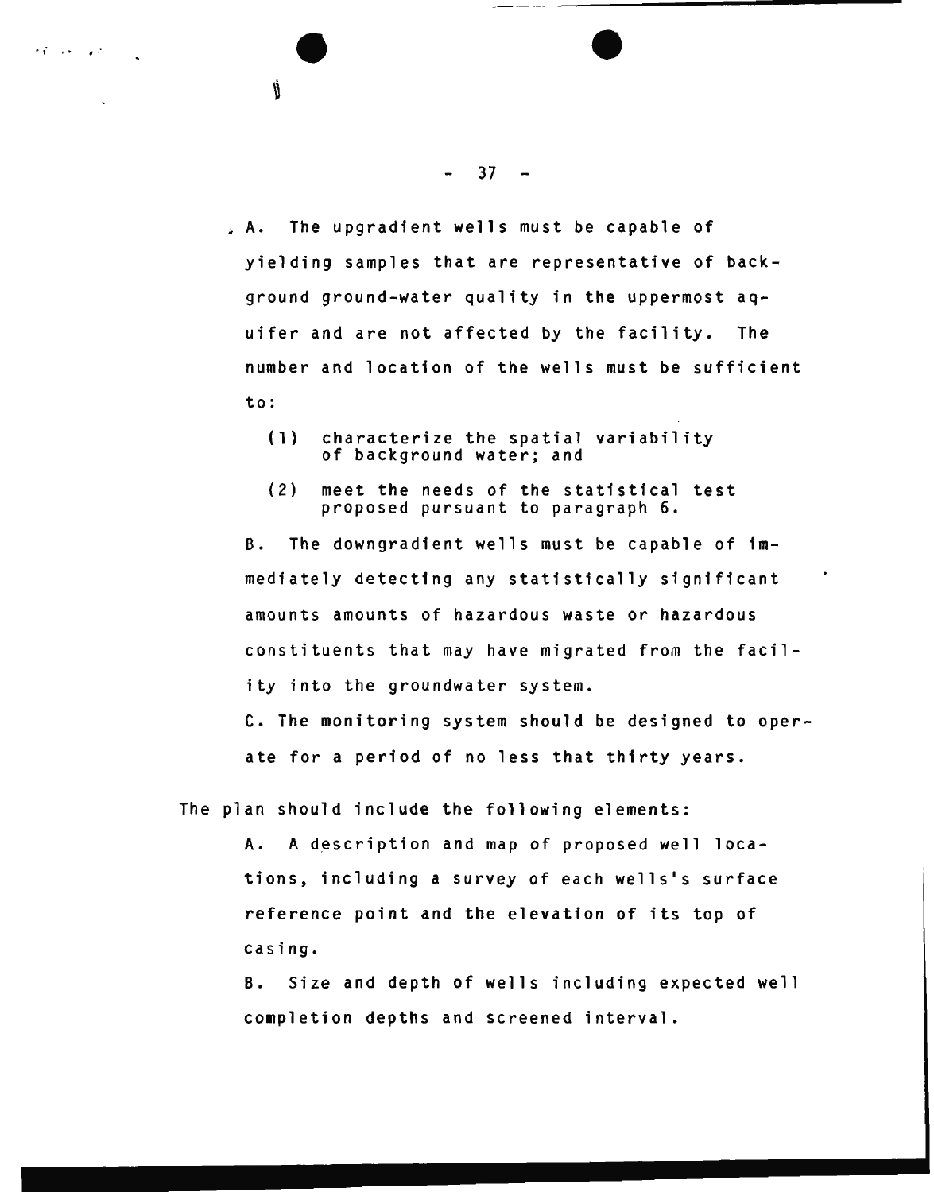A. The upgradient wells must be capable of yielding samples that are representative of background ground-water quality in the uppermost aquifer and are not affected by the facility. The number and location of the wells must be sufficient to:

(1) characterize the spatial variability of background water; and

(2) meet the needs of the statistical test proposed pursuant to paragraph 6.

B. The downgradient wells must be capable of immediately detecting any statistically significant amounts amounts of hazardous waste or hazardous constituents that may have migrated from the facility into the groundwater system.

C. The monitoring system should be designed to operate for a period of no less that thirty years.

The plan should include the following elements:

A. A description and map of proposed well locations, including a survey of each wells's surface reference point and the elevation of its top of casing.

B. Size and depth of wells including expected well completion depths and screened interval.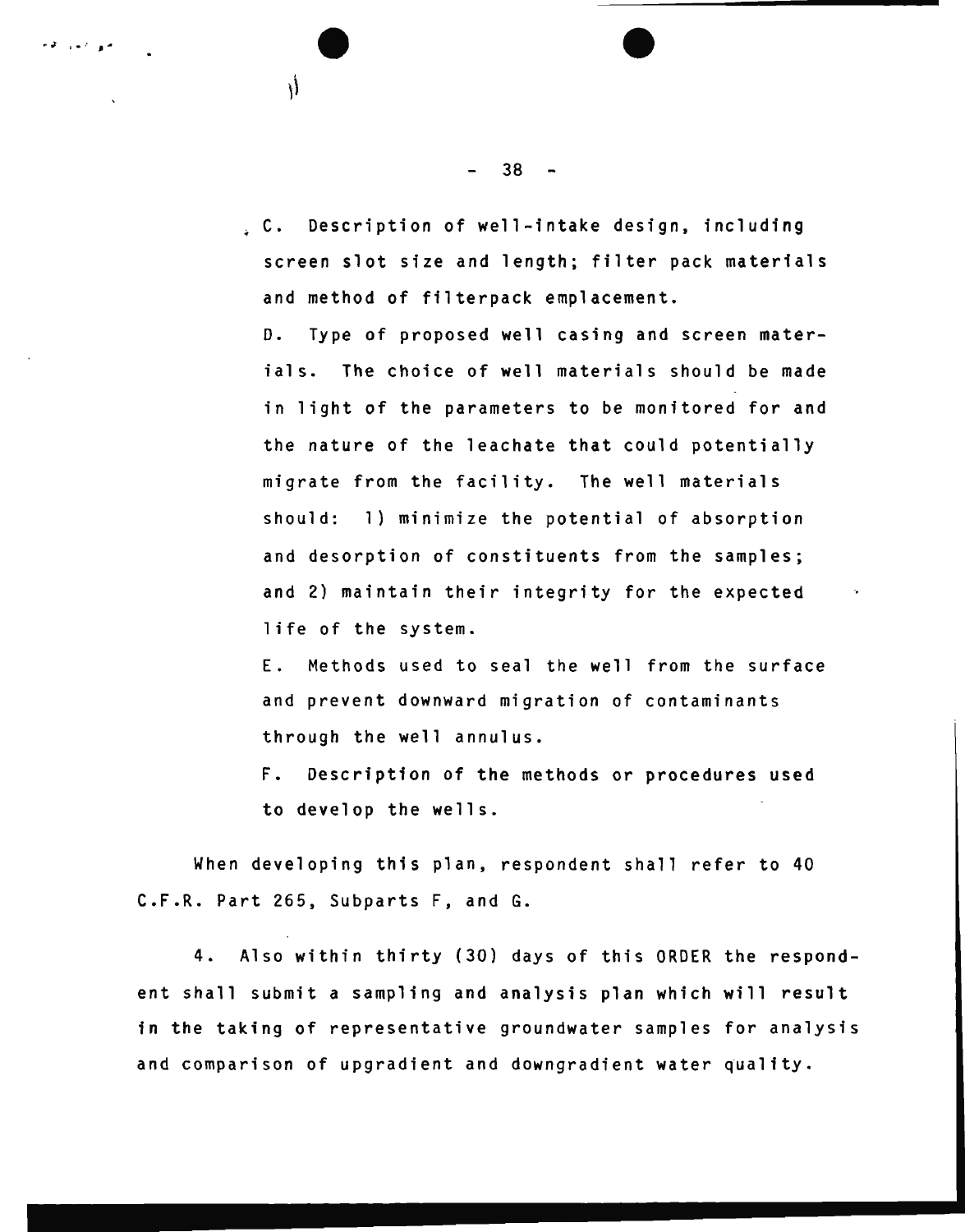C. Description of well-intake design, including screen slot size and length; filter pack materials and method of filterpack emplacement.

D. Type of proposed well casing and screen materials. The choice of well materials should be made in light of the parameters to be monitored for and the nature of the leachate that could potentially migrate from the facility. The well materials should: 1) minimize the potential of absorption and desorption of constituents from the samples; and 2) maintain their integrity for the expected life of the system.

E. Methods used to seal the well from the surface and prevent downward migration of contaminants through the well annulus.

F. Description of the methods or procedures used to develop the wells.

When developing this plan, respondent shall refer to 40 C.F.R. Part 265, Subparts F, and G.

4. Also within thirty (30) days of this ORDER the respondent shall submit a sampling and analysis plan which will result in the taking of representative groundwater samples for analysis and comparison of upgradient and downgradient water quality.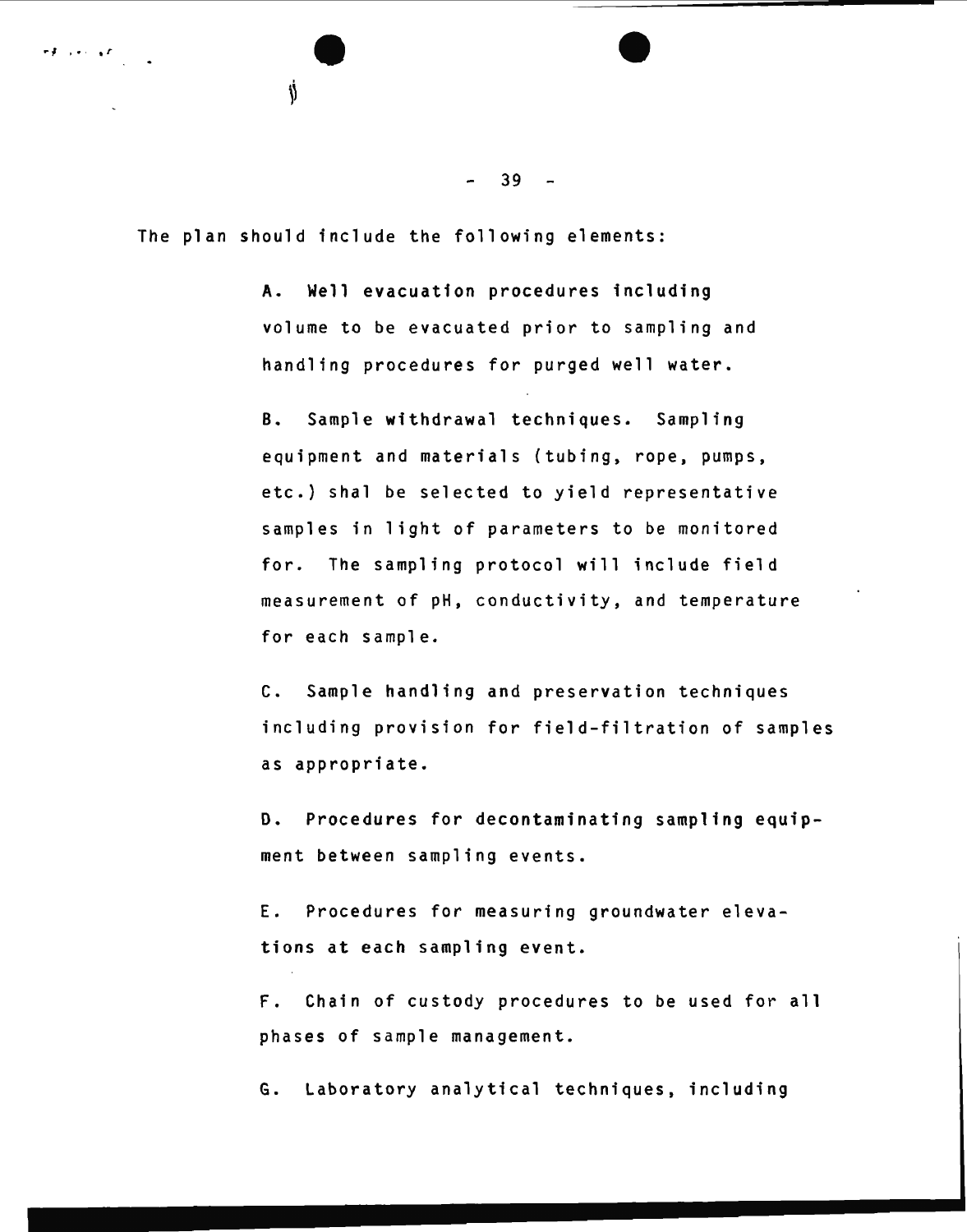The plan should include the following elements:

A. Well evacuation procedures including volume to be evacuated prior to sampling and handling procedures for purged well water.

B. Sample withdrawal techniques. Sampling equipment and materials (tubing, rope, pumps, etc.) shal be selected to yield representative samples in light of parameters to be monitored for. The sampling protocol will include field measurement of pH, conductivity, and temperature for each sample.

C. Sample handling and preservation techniques including provision for field-filtration of samples as appropriate.

D. Procedures for decontaminating sampling equipment between sampling events.

E. Procedures for measuring groundwater elevations at each sampling event.

F. Chain of custody procedures to be used for all phases of sample management.

G. Laboratory analytical techniques, including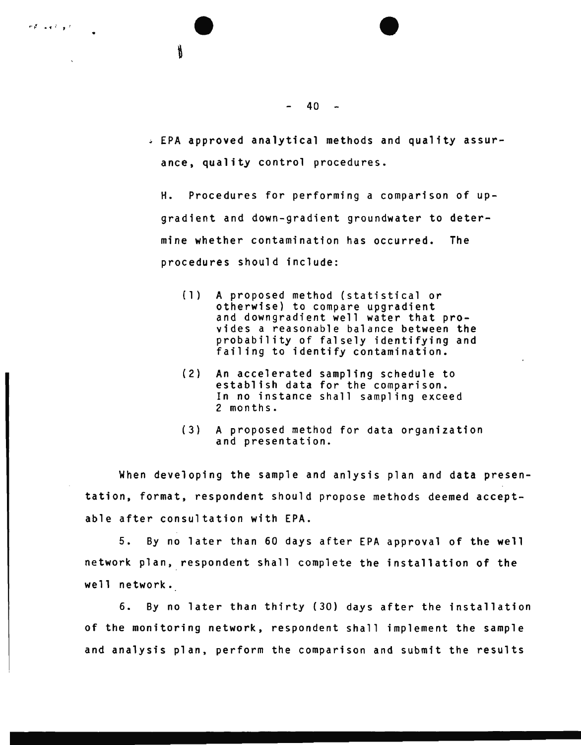EPA approved analytical methods and quality assurance, quality control procedures.

H. Procedures for performing a comparison of upgradient and down-gradient groundwater to determine whether contamination has occurred. The procedures should include:

(1) A proposed method (statistical or otherwise) to compare upgradient and downgradient well water that provides a reasonable balance between the probability of falsely identifying and failing to identify contamination.

(2) An accelerated sampling schedule to establish data for the comparison. In no instance shall sampling exceed 2 months.

(3) A proposed method for data organization and presentation.

When developing the sample and anlysis plan and data presentation, format, respondent should propose methods deemed acceptable after consultation with EPA.

5. By no later than 60 days after EPA approval of the well network plan, respondent shall complete the installation of the well network.

6. By no later than thirty (30) days after the installation of the monitoring network, respondent shall implement the sample and analysis plan, perform the comparison and submit the results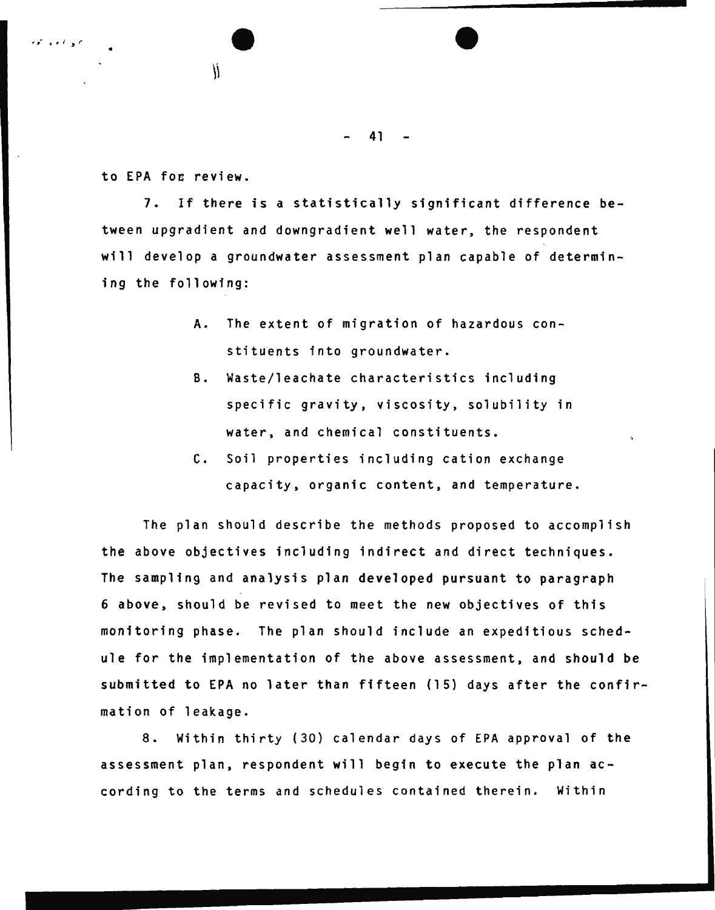to EPA for review.

7. If there is a statistically significant difference between upgradient and downgradient well water, the respondent will develop a groundwater assessment plan capable of determining the following:

A. The extent of migration of hazardous constituents into groundwater.

B. Waste/leachate characteristics including specific gravity, viscosity, solubility in water, and chemical constituents.

C. Soil properties including cation exchange capacity, organic content, and temperature.

The plan should describe the methods proposed to accomplish the above objectives including indirect and direct techniques. The sampling and analysis plan developed pursuant to paragraph 6 above, should be revised to meet the new objectives of this monitoring phase. The plan should include an expeditious schedule for the implementation of the above assessment, and should be submitted to EPA no later than fifteen (15) days after the confirmation of leakage.

8. Within thirty (30) calendar days of EPA approval of the assessment plan, respondent will begin to execute the plan according to the terms and schedules contained therein. Within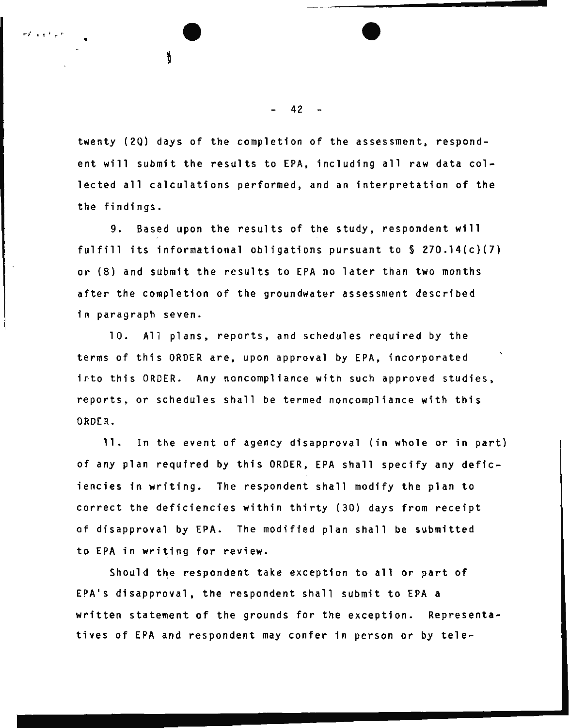twenty (2Q) days of the completion of the assessment, respondent will submit the results to EPA, including all raw data collected all calculations performed, and an interpretation of the the findings.

9. Based upon the results of the study, respondent will fulfill its informational obligations pursuant to § 270.14(c)(7) or (8) and submit the results to EPA no later than two months after the completion of the groundwater assessment described in paragraph seven.

10. All plans, reports, and schedules required by the terms of this ORDER are, upon approval by EPA, incorporated into this ORDER. Any noncompliance with such approved studies, reports, or schedules shall be termed noncompliance with this ORDER.

11. In the event of agency disapproval (in whole or in part) of any plan required by this ORDER, EPA shall specify any deficiencies in writing. The respondent shall modify the plan to correct the deficiencies within thirty (30) days from receipt of disapproval by EPA. The modified plan shall be submitted to EPA in writing for review.

Should the respondent take exception to all or part of EPA's disapproval, the respondent shall submit to EPA a written statement of the grounds for the exception. Representatives of EPA and respondent may confer in person or by tele-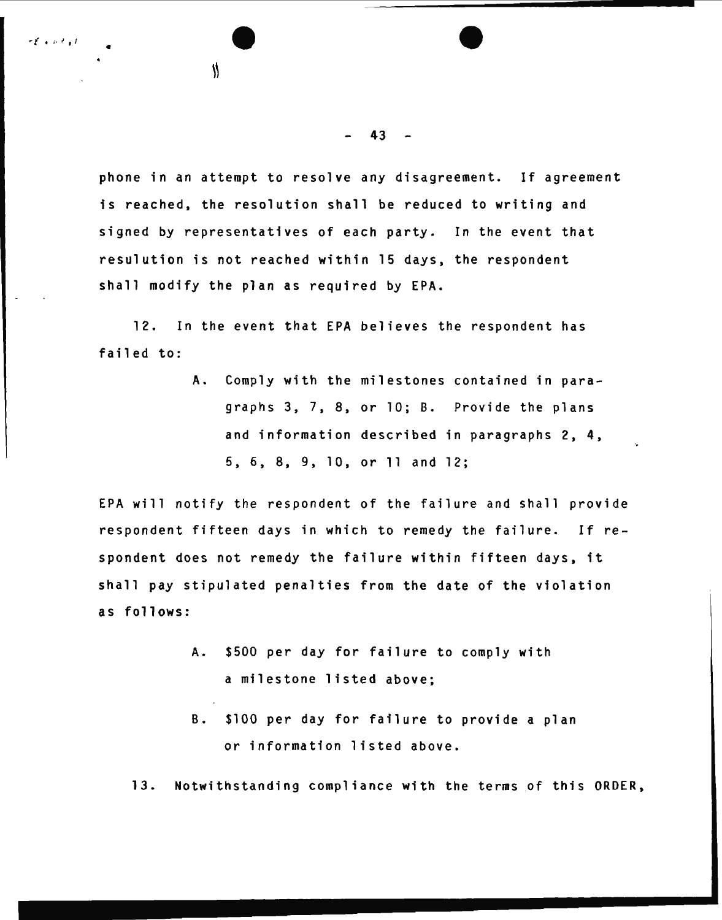phone in an attempt to resolve any disagreement. If agreement is reached, the resolution shall be reduced to writing and signed by representatives of each party. In the event that resulution is not reached within 15 days, the respondent shall modify the plan as required by EPA.

12. In the event that EPA believes the respondent has failed to:

> A. Comply with the milestones contained in paragraphs 3, 7, 8, or 10; B. Provide the plans and information described in paragraphs 2, 4, 5, 6, 8, 9, 10, or 11 and 12;

EPA will notify the respondent of the failure and shall provide respondent fifteen days in which to remedy the failure. If respondent does not remedy the failure within fifteen days, it shall pay stipulated penalties from the date of the violation as follows:

> A. $500 per day for failure to comply with a milestone listed above;
>
> B. $100 per day for failure to provide a plan or information listed above.

13. Notwithstanding compliance with the terms of this ORDER,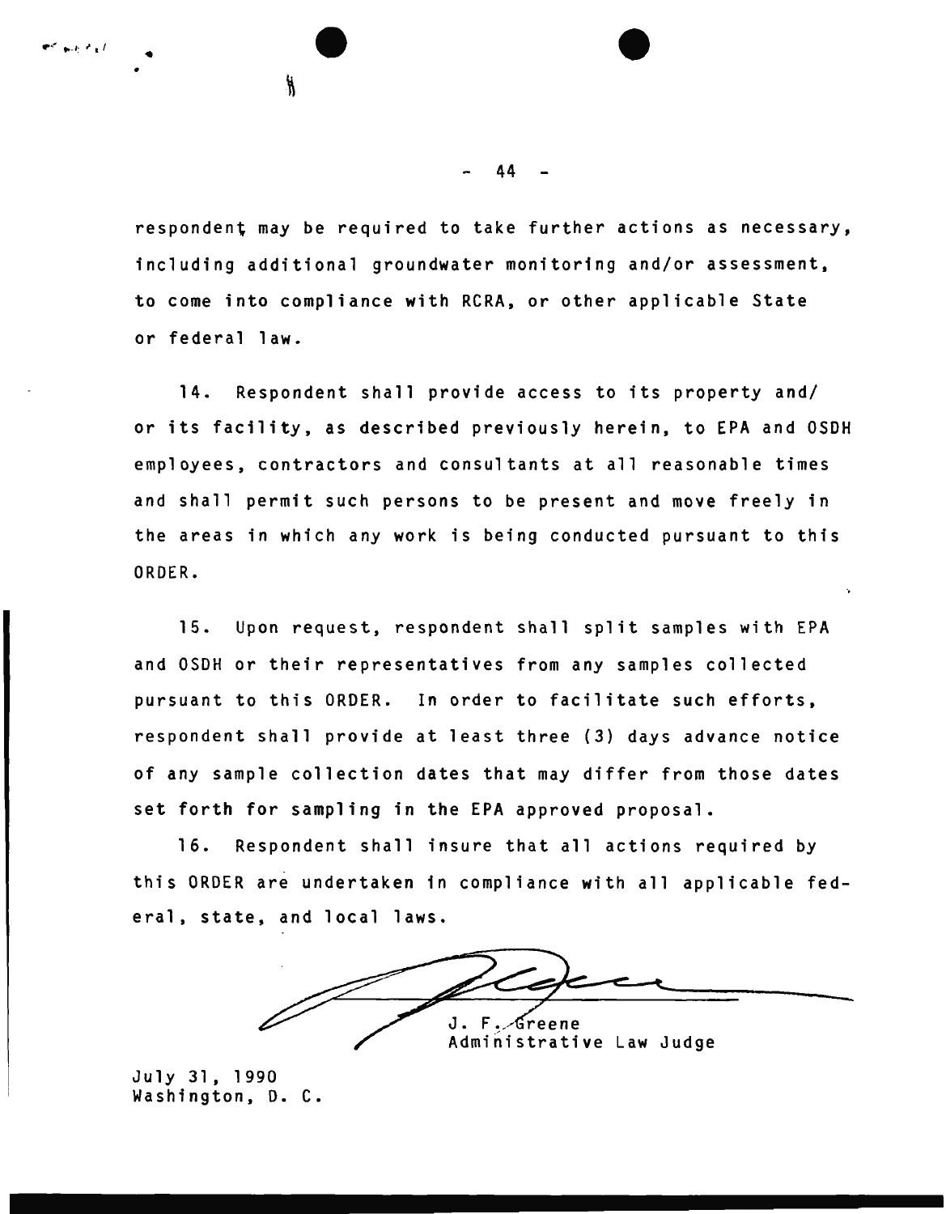respondent may be required to take further actions as necessary, including additional groundwater monitoring and/or assessment, to come into compliance with RCRA, or other applicable State or federal law.

14. Respondent shall provide access to its property and/ or its facility, as described previously herein, to EPA and OSDH employees, contractors and consultants at all reasonable times and shall permit such persons to be present and move freely in the areas in which any work is being conducted pursuant to this ORDER.

15. Upon request, respondent shall split samples with EPA and OSDH or their representatives from any samples collected pursuant to this ORDER. In order to facilitate such efforts, respondent shall provide at least three (3) days advance notice of any sample collection dates that may differ from those dates set forth for sampling in the EPA approved proposal.

16. Respondent shall insure that all actions required by this ORDER are undertaken in compliance with all applicable federal, state, and local laws.

J. F. Greene
Administrative Law Judge

July 31, 1990
Washington, D. C.